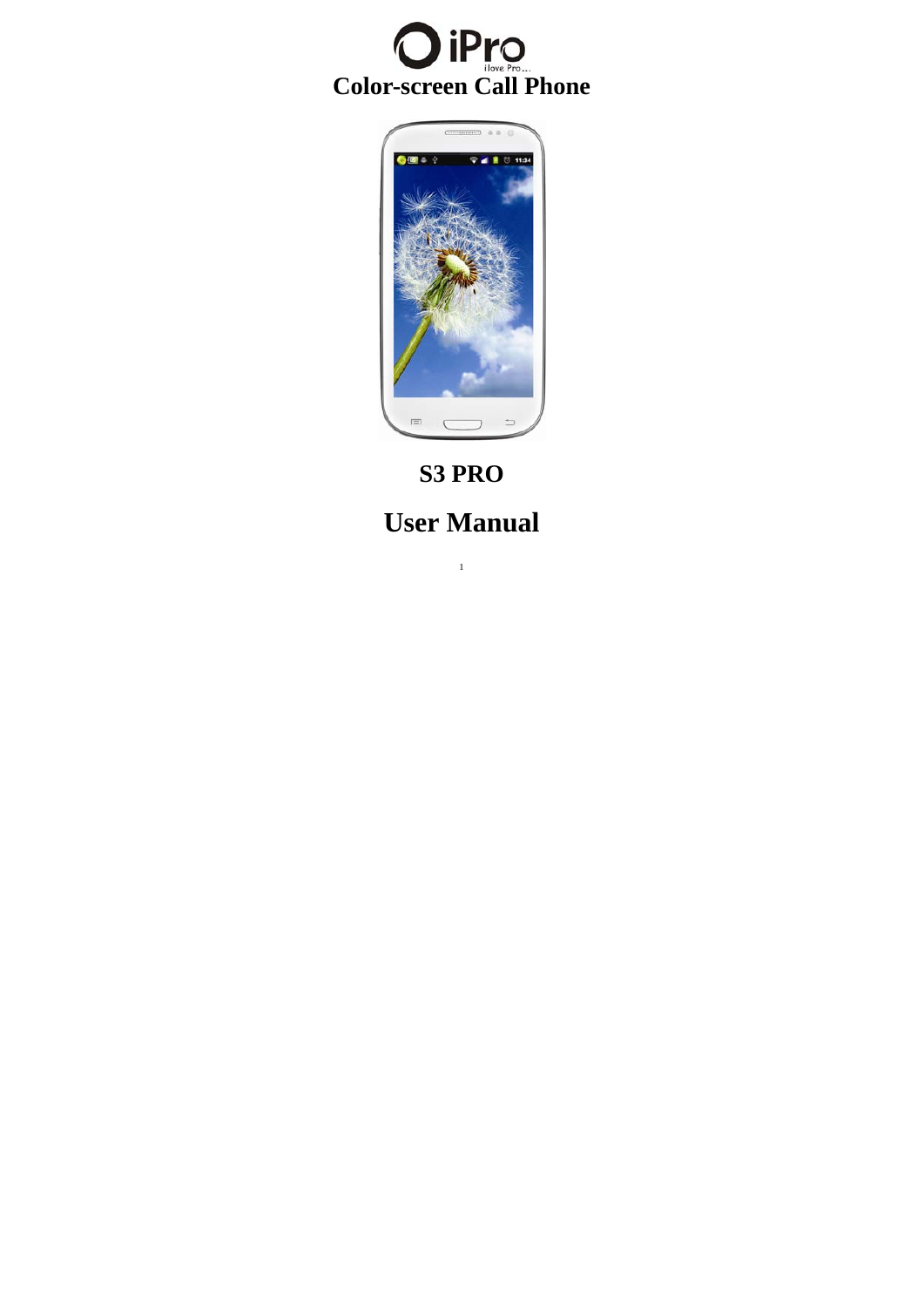iPro

iLove Pro...

# Color-screen Call Phone

## S3 PRO

# User Manual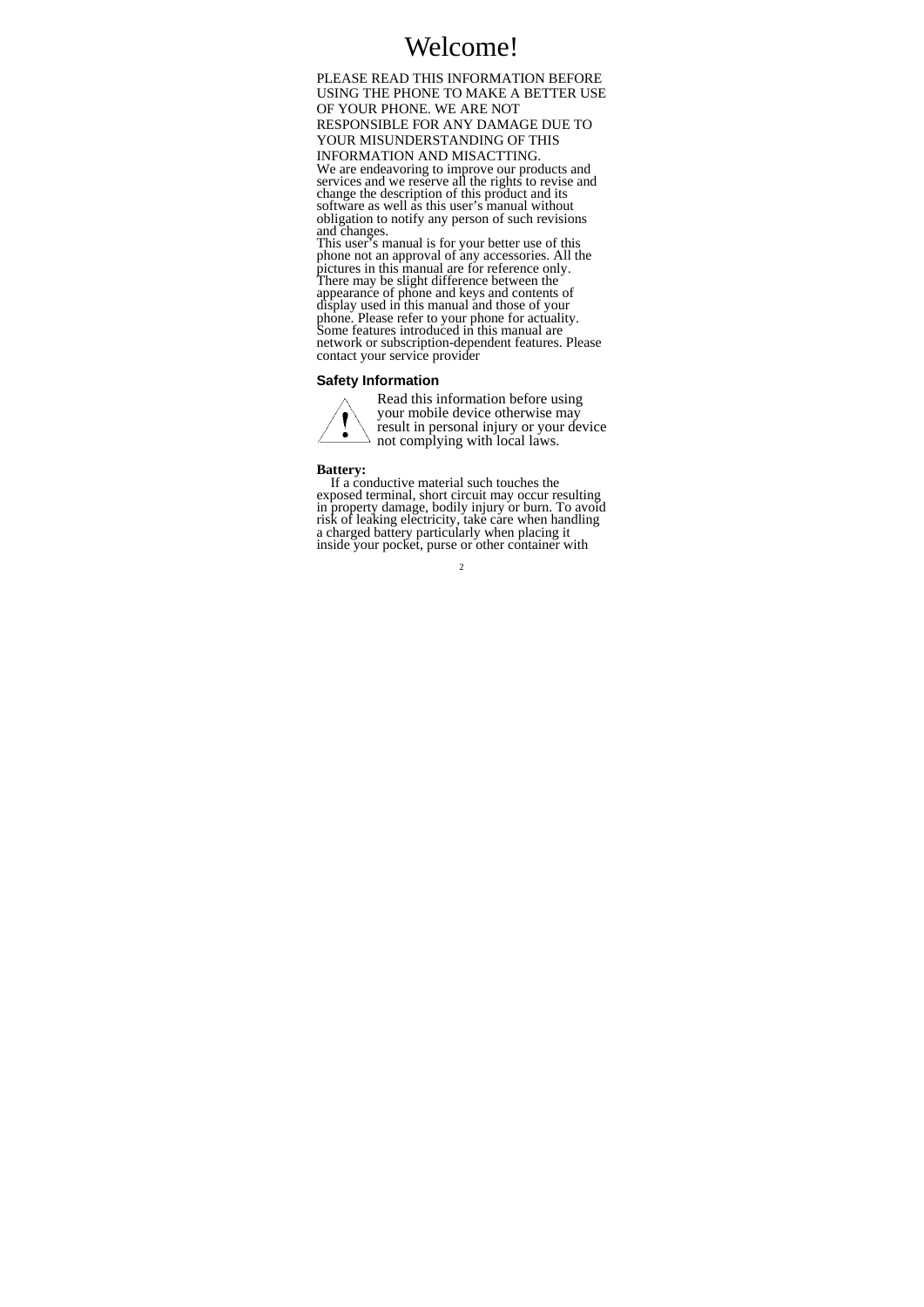# Welcome!

PLEASE READ THIS INFORMATION BEFORE USING THE PHONE TO MAKE A BETTER USE OF YOUR PHONE. WE ARE NOT RESPONSIBLE FOR ANY DAMAGE DUE TO YOUR MISUNDERSTANDING OF THIS INFORMATION AND MISACTTING.

We are endeavoring to improve our products and services and we reserve all the rights to revise and change the description of this product and its software as well as this user's manual without obligation to notify any person of such revisions and changes.

This user's manual is for your better use of this phone not an approval of any accessories. All the pictures in this manual are for reference only. There may be slight difference between the appearance of phone and keys and contents of display used in this manual and those of your phone. Please refer to your phone for actuality. Some features introduced in this manual are network or subscription-dependent features. Please contact your service provider

### Safety Information

Read this information before using your mobile device otherwise may result in personal injury or your device not complying with local laws.

**Battery:**

If a conductive material such touches the exposed terminal, short circuit may occur resulting in property damage, bodily injury or burn. To avoid risk of leaking electricity, take care when handling a charged battery particularly when placing it inside your pocket, purse or other container with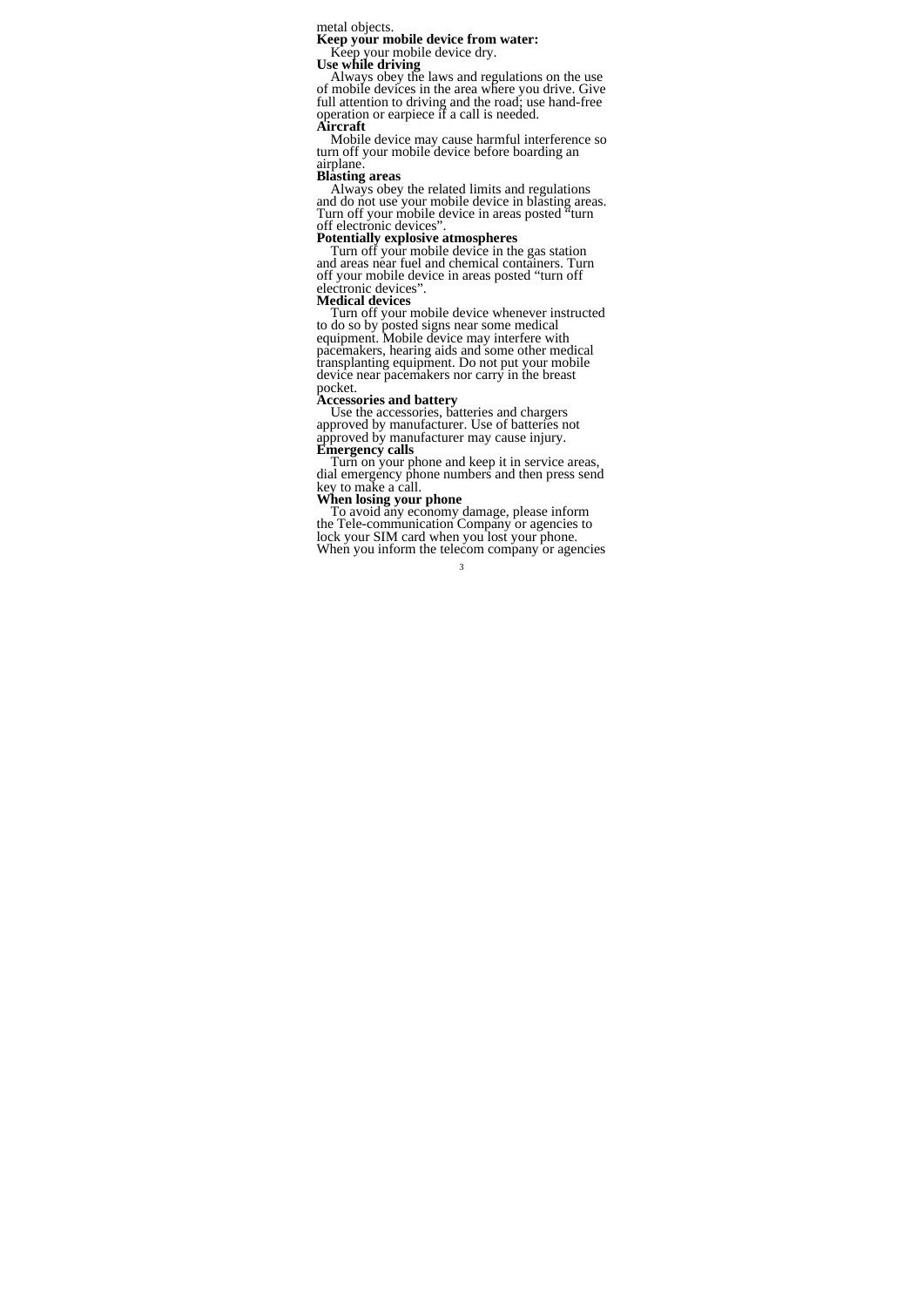metal objects.

**Keep your mobile device from water:**

Keep your mobile device dry.

**Use while driving**

Always obey the laws and regulations on the use of mobile devices in the area where you drive. Give full attention to driving and the road; use hand-free operation or earpiece if a call is needed.

**Aircraft**

Mobile device may cause harmful interference so turn off your mobile device before boarding an airplane.

**Blasting areas**

Always obey the related limits and regulations and do not use your mobile device in blasting areas. Turn off your mobile device in areas posted "turn off electronic devices".

**Potentially explosive atmospheres**

Turn off your mobile device in the gas station and areas near fuel and chemical containers. Turn off your mobile device in areas posted "turn off electronic devices".

**Medical devices**

Turn off your mobile device whenever instructed to do so by posted signs near some medical equipment. Mobile device may interfere with pacemakers, hearing aids and some other medical transplanting equipment. Do not put your mobile device near pacemakers nor carry in the breast pocket.

**Accessories and battery**

Use the accessories, batteries and chargers approved by manufacturer. Use of batteries not approved by manufacturer may cause injury.

**Emergency calls**

Turn on your phone and keep it in service areas, dial emergency phone numbers and then press send key to make a call.

**When losing your phone**

To avoid any economy damage, please inform the Tele-communication Company or agencies to lock your SIM card when you lost your phone. When you inform the telecom company or agencies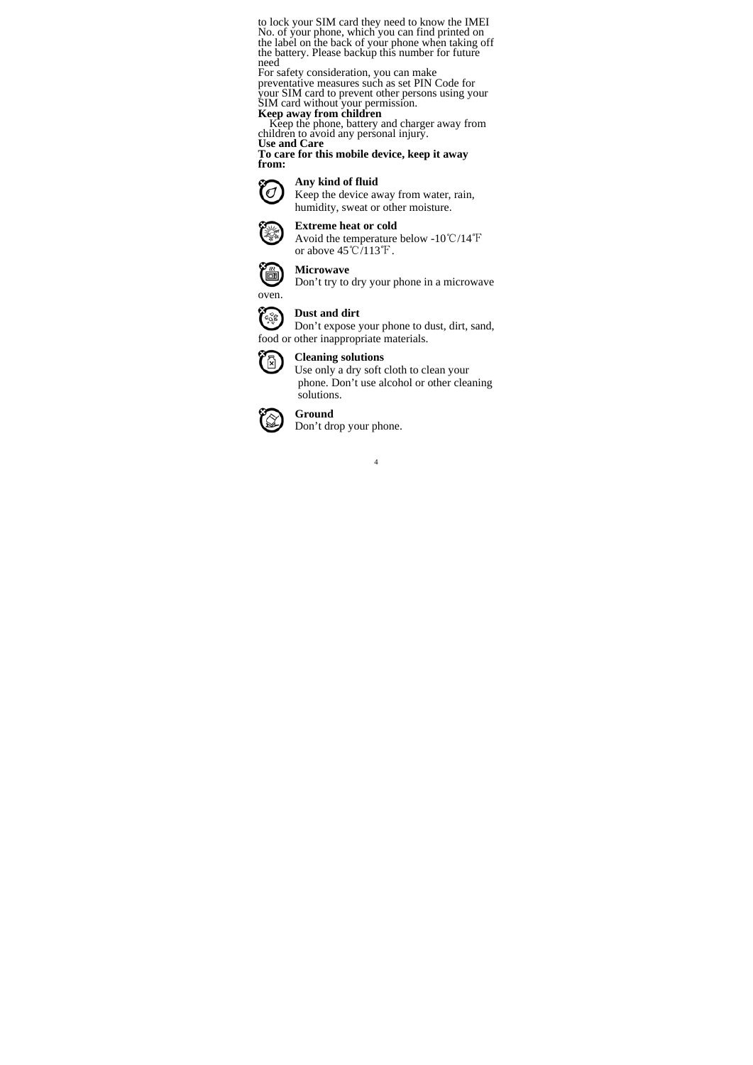to lock your SIM card they need to know the IMEI No. of your phone, which you can find printed on the label on the back of your phone when taking off the battery. Please backup this number for future need

For safety consideration, you can make preventative measures such as set PIN Code for your SIM card to prevent other persons using your SIM card without your permission.

**Keep away from children**

Keep the phone, battery and charger away from children to avoid any personal injury.

**Use and Care**

**To care for this mobile device, keep it away from:**

**Any kind of fluid**
Keep the device away from water, rain, humidity, sweat or other moisture.

**Extreme heat or cold**
Avoid the temperature below -10℃/14℉ or above 45℃/113℉.

**Microwave**
Don’t try to dry your phone in a microwave oven.

**Dust and dirt**
Don’t expose your phone to dust, dirt, sand, food or other inappropriate materials.

**Cleaning solutions**
Use only a dry soft cloth to clean your phone. Don’t use alcohol or other cleaning solutions.

**Ground**
Don’t drop your phone.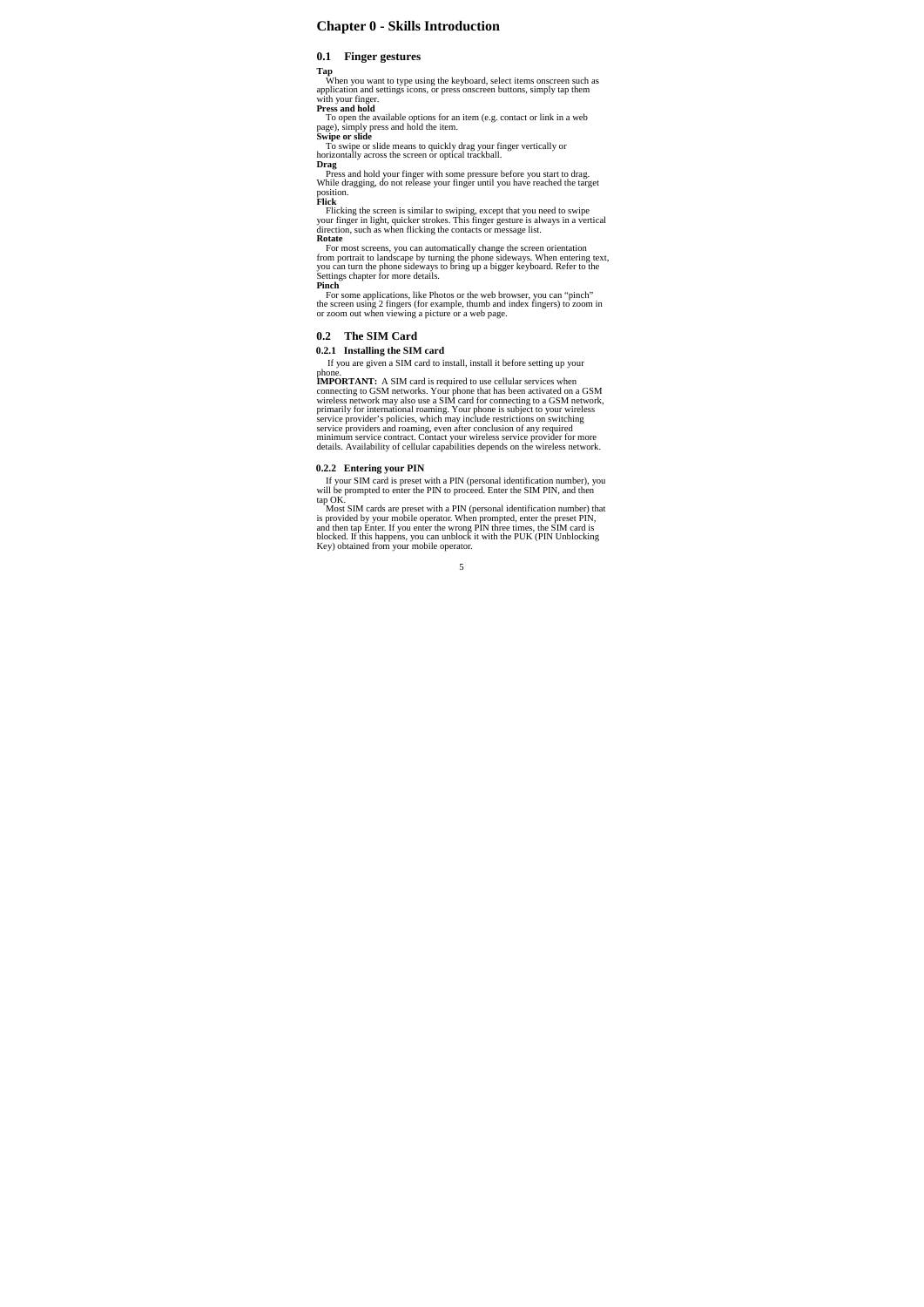# Chapter 0 - Skills Introduction

## 0.1 Finger gestures

**Tap**

When you want to type using the keyboard, select items onscreen such as application and settings icons, or press onscreen buttons, simply tap them with your finger.

**Press and hold**

To open the available options for an item (e.g. contact or link in a web page), simply press and hold the item.

**Swipe or slide**

To swipe or slide means to quickly drag your finger vertically or horizontally across the screen or optical trackball.

**Drag**

Press and hold your finger with some pressure before you start to drag. While dragging, do not release your finger until you have reached the target position.

**Flick**

Flicking the screen is similar to swiping, except that you need to swipe your finger in light, quicker strokes. This finger gesture is always in a vertical direction, such as when flicking the contacts or message list.

**Rotate**

For most screens, you can automatically change the screen orientation from portrait to landscape by turning the phone sideways. When entering text, you can turn the phone sideways to bring up a bigger keyboard. Refer to the Settings chapter for more details.

**Pinch**

For some applications, like Photos or the web browser, you can "pinch" the screen using 2 fingers (for example, thumb and index fingers) to zoom in or zoom out when viewing a picture or a web page.

## 0.2 The SIM Card

### 0.2.1 Installing the SIM card

If you are given a SIM card to install, install it before setting up your phone.

**IMPORTANT:** A SIM card is required to use cellular services when connecting to GSM networks. Your phone that has been activated on a GSM wireless network may also use a SIM card for connecting to a GSM network, primarily for international roaming. Your phone is subject to your wireless service provider's policies, which may include restrictions on switching service providers and roaming, even after conclusion of any required minimum service contract. Contact your wireless service provider for more details. Availability of cellular capabilities depends on the wireless network.

### 0.2.2 Entering your PIN

If your SIM card is preset with a PIN (personal identification number), you will be prompted to enter the PIN to proceed. Enter the SIM PIN, and then tap OK.

Most SIM cards are preset with a PIN (personal identification number) that is provided by your mobile operator. When prompted, enter the preset PIN, and then tap Enter. If you enter the wrong PIN three times, the SIM card is blocked. If this happens, you can unblock it with the PUK (PIN Unblocking Key) obtained from your mobile operator.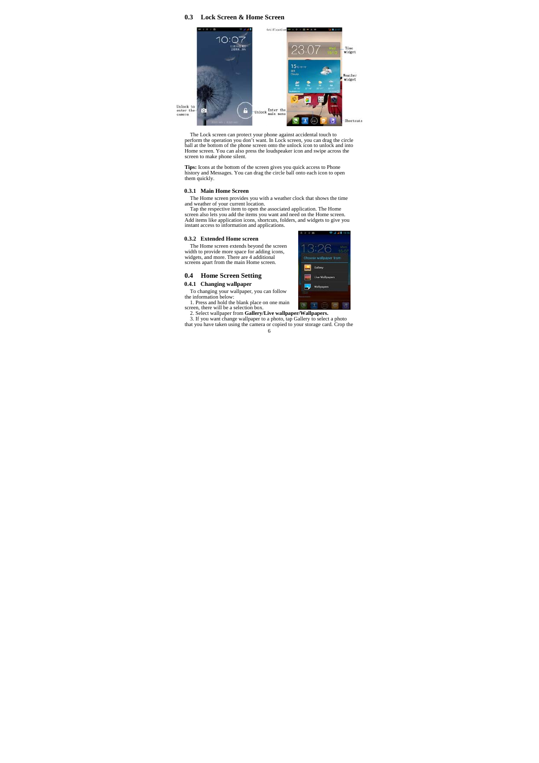## 0.3 Lock Screen & Home Screen

The Lock screen can protect your phone against accidental touch to perform the operation you don't want. In Lock screen, you can drag the circle ball at the bottom of the phone screen onto the unlock icon to unlock and into Home screen. You can also press the loudspeaker icon and swipe across the screen to make phone silent.

**Tips:** Icons at the bottom of the screen gives you quick access to Phone history and Messages. You can drag the circle ball onto each icon to open them quickly.

### 0.3.1 Main Home Screen

The Home screen provides you with a weather clock that shows the time and weather of your current location.

Tap the respective item to open the associated application. The Home screen also lets you add the items you want and need on the Home screen. Add items like application icons, shortcuts, folders, and widgets to give you instant access to information and applications.

### 0.3.2 Extended Home screen

The Home screen extends beyond the screen width to provide more space for adding icons, widgets, and more. There are 4 additional screens apart from the main Home screen.

## 0.4 Home Screen Setting

### 0.4.1 Changing wallpaper

To changing your wallpaper, you can follow the information below:

1. Press and hold the blank place on one main screen, there will be a selection box.
2. Select wallpaper from **Gallery/Live wallpaper/Wallpapers.**
3. If you want change wallpaper to a photo, tap Gallery to select a photo that you have taken using the camera or copied to your storage card. Crop the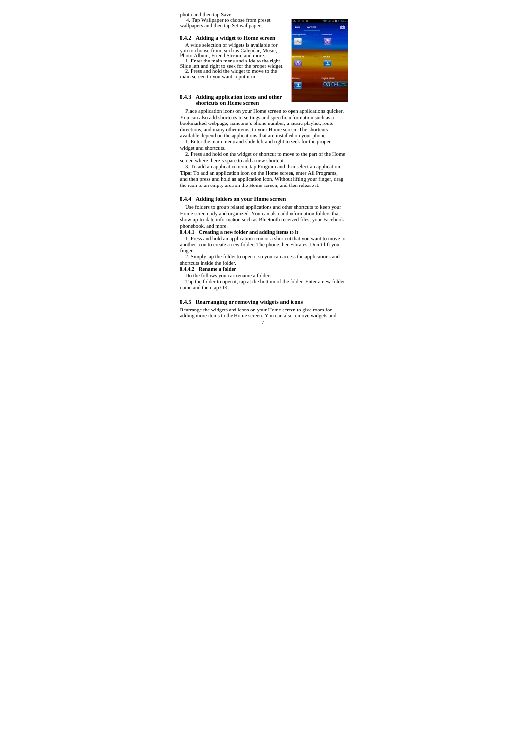photo and then tap Save.

4. Tap Wallpaper to choose from preset wallpapers and then tap Set wallpaper.

### 0.4.2 Adding a widget to Home screen

A wide selection of widgets is available for you to choose from, such as Calendar, Music, Photo Album, Friend Stream, and more.

1. Enter the main menu and slide to the right. Slide left and right to seek for the proper widget.

2. Press and hold the widget to move to the main screen to you want to put it in.

### 0.4.3 Adding application icons and other shortcuts on Home screen

Place application icons on your Home screen to open applications quicker. You can also add shortcuts to settings and specific information such as a bookmarked webpage, someone's phone number, a music playlist, route directions, and many other items, to your Home screen. The shortcuts available depend on the applications that are installed on your phone.

1. Enter the main menu and slide left and right to seek for the proper widget and shortcuts.

2. Press and hold on the widget or shortcut to move to the part of the Home screen where there's space to add a new shortcut.

3. To add an application icon, tap Program and then select an application.

**Tips:** To add an application icon on the Home screen, enter All Programs, and then press and hold an application icon. Without lifting your finger, drag the icon to an empty area on the Home screen, and then release it.

### 0.4.4 Adding folders on your Home screen

Use folders to group related applications and other shortcuts to keep your Home screen tidy and organized. You can also add information folders that show up-to-date information such as Bluetooth received files, your Facebook phonebook, and more.

#### 0.4.4.1 Creating a new folder and adding items to it

1. Press and hold an application icon or a shortcut that you want to move to another icon to create a new folder. The phone then vibrates. Don't lift your finger.

2. Simply tap the folder to open it so you can access the applications and shortcuts inside the folder.

#### 0.4.4.2 Rename a folder

Do the follows you can rename a folder:

Tap the folder to open it, tap at the bottom of the folder. Enter a new folder name and then tap OK.

### 0.4.5 Rearranging or removing widgets and icons

Rearrange the widgets and icons on your Home screen to give room for adding more items to the Home screen. You can also remove widgets and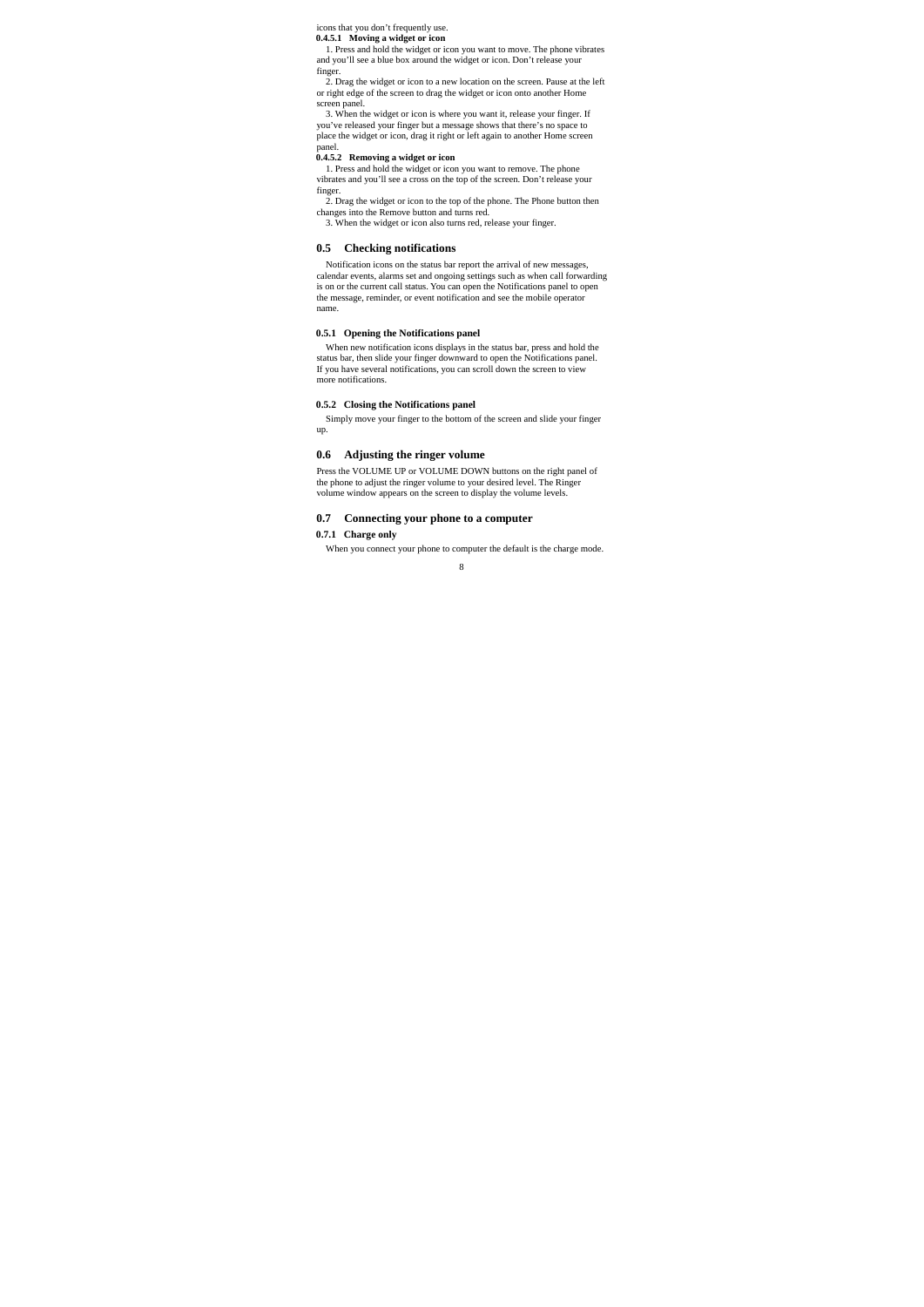icons that you don't frequently use.

#### 0.4.5.1 Moving a widget or icon

1. Press and hold the widget or icon you want to move. The phone vibrates and you'll see a blue box around the widget or icon. Don't release your finger.
2. Drag the widget or icon to a new location on the screen. Pause at the left or right edge of the screen to drag the widget or icon onto another Home screen panel.
3. When the widget or icon is where you want it, release your finger. If you've released your finger but a message shows that there's no space to place the widget or icon, drag it right or left again to another Home screen panel.

#### 0.4.5.2 Removing a widget or icon

1. Press and hold the widget or icon you want to remove. The phone vibrates and you'll see a cross on the top of the screen. Don't release your finger.
2. Drag the widget or icon to the top of the phone. The Phone button then changes into the Remove button and turns red.
3. When the widget or icon also turns red, release your finger.

## 0.5 Checking notifications

Notification icons on the status bar report the arrival of new messages, calendar events, alarms set and ongoing settings such as when call forwarding is on or the current call status. You can open the Notifications panel to open the message, reminder, or event notification and see the mobile operator name.

### 0.5.1 Opening the Notifications panel

When new notification icons displays in the status bar, press and hold the status bar, then slide your finger downward to open the Notifications panel. If you have several notifications, you can scroll down the screen to view more notifications.

### 0.5.2 Closing the Notifications panel

Simply move your finger to the bottom of the screen and slide your finger up.

## 0.6 Adjusting the ringer volume

Press the VOLUME UP or VOLUME DOWN buttons on the right panel of the phone to adjust the ringer volume to your desired level. The Ringer volume window appears on the screen to display the volume levels.

## 0.7 Connecting your phone to a computer

### 0.7.1 Charge only

When you connect your phone to computer the default is the charge mode.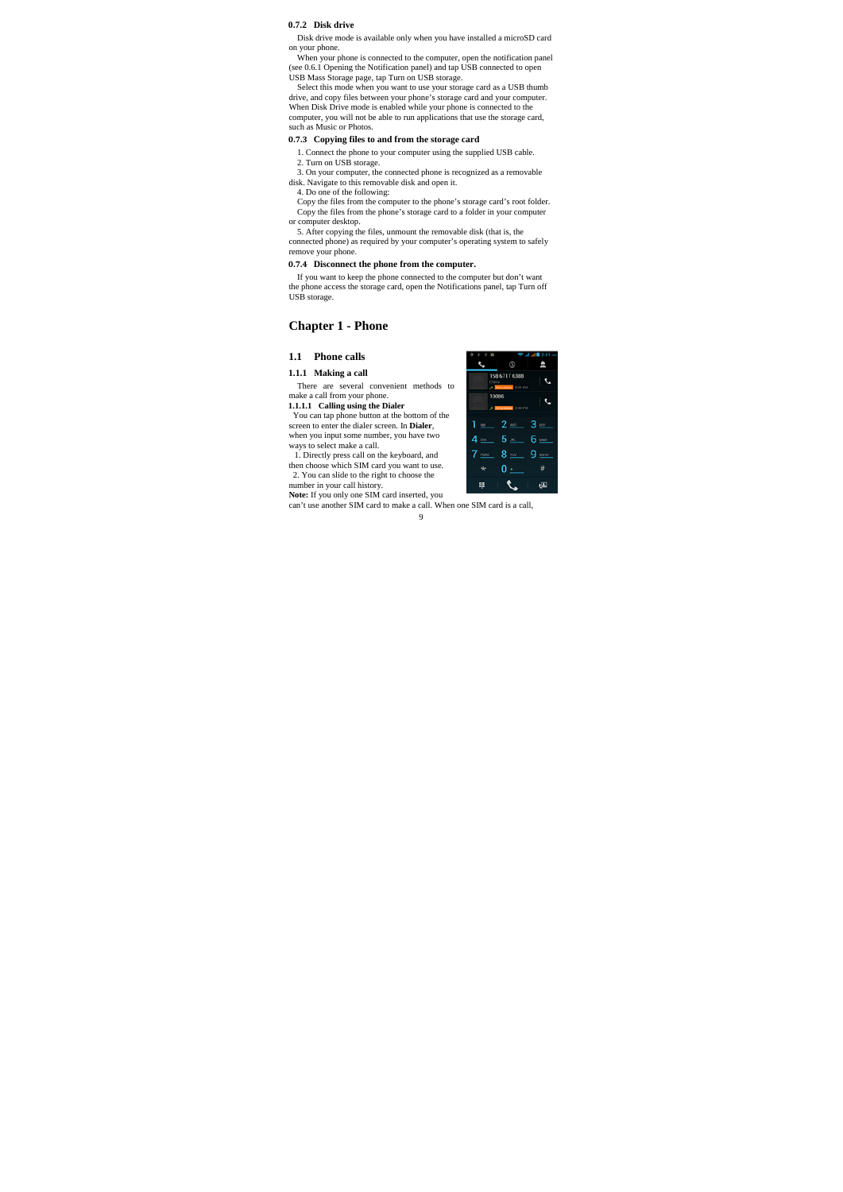### 0.7.2 Disk drive

Disk drive mode is available only when you have installed a microSD card on your phone.

When your phone is connected to the computer, open the notification panel (see 0.6.1 Opening the Notification panel) and tap USB connected to open USB Mass Storage page, tap Turn on USB storage.

Select this mode when you want to use your storage card as a USB thumb drive, and copy files between your phone's storage card and your computer. When Disk Drive mode is enabled while your phone is connected to the computer, you will not be able to run applications that use the storage card, such as Music or Photos.

### 0.7.3 Copying files to and from the storage card

1. Connect the phone to your computer using the supplied USB cable.
2. Turn on USB storage.
3. On your computer, the connected phone is recognized as a removable disk. Navigate to this removable disk and open it.
4. Do one of the following:

Copy the files from the computer to the phone's storage card's root folder.

Copy the files from the phone's storage card to a folder in your computer or computer desktop.

5. After copying the files, unmount the removable disk (that is, the connected phone) as required by your computer's operating system to safely remove your phone.

### 0.7.4 Disconnect the phone from the computer.

If you want to keep the phone connected to the computer but don't want the phone access the storage card, open the Notifications panel, tap Turn off USB storage.

# Chapter 1 - Phone

## 1.1 Phone calls

### 1.1.1 Making a call

There are several convenient methods to make a call from your phone.

#### 1.1.1.1 Calling using the Dialer

You can tap phone button at the bottom of the screen to enter the dialer screen. In **Dialer**, when you input some number, you have two ways to select make a call.

1. Directly press call on the keyboard, and then choose which SIM card you want to use.
2. You can slide to the right to choose the number in your call history.

**Note:** If you only one SIM card inserted, you can't use another SIM card to make a call. When one SIM card is a call,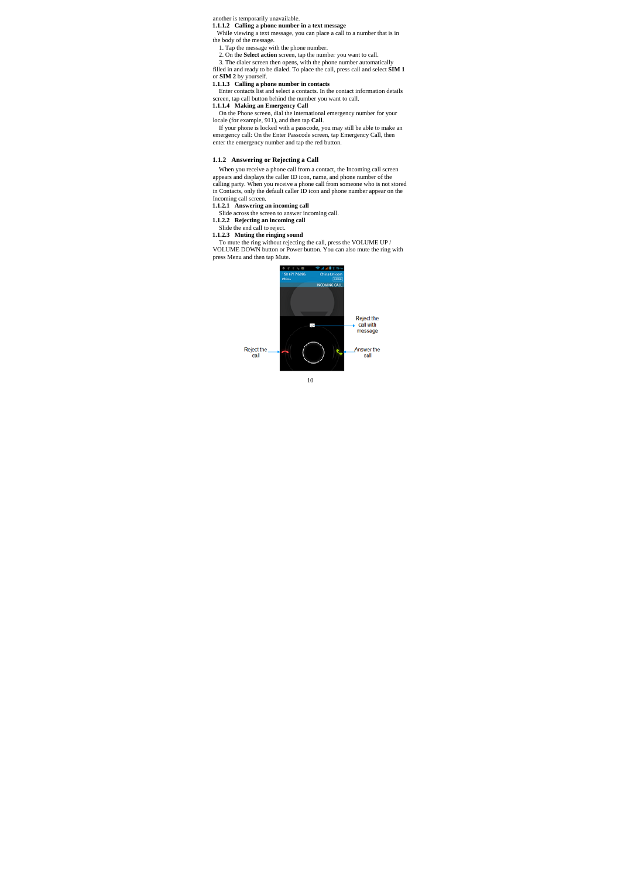another is temporarily unavailable.

#### 1.1.1.2 Calling a phone number in a text message

While viewing a text message, you can place a call to a number that is in the body of the message.

1. Tap the message with the phone number.
2. On the **Select action** screen, tap the number you want to call.
3. The dialer screen then opens, with the phone number automatically filled in and ready to be dialed. To place the call, press call and select **SIM 1** or **SIM 2** by yourself.

#### 1.1.1.3 Calling a phone number in contacts

Enter contacts list and select a contacts. In the contact information details screen, tap call button behind the number you want to call.

#### 1.1.1.4 Making an Emergency Call

On the Phone screen, dial the international emergency number for your locale (for example, 911), and then tap **Call**.

If your phone is locked with a passcode, you may still be able to make an emergency call: On the Enter Passcode screen, tap Emergency Call, then enter the emergency number and tap the red button.

### 1.1.2 Answering or Rejecting a Call

When you receive a phone call from a contact, the Incoming call screen appears and displays the caller ID icon, name, and phone number of the calling party. When you receive a phone call from someone who is not stored in Contacts, only the default caller ID icon and phone number appear on the Incoming call screen.

#### 1.1.2.1 Answering an incoming call

Slide across the screen to answer incoming call.

#### 1.1.2.2 Rejecting an incoming call

Slide the end call to reject.

#### 1.1.2.3 Muting the ringing sound

To mute the ring without rejecting the call, press the VOLUME UP / VOLUME DOWN button or Power button. You can also mute the ring with press Menu and then tap Mute.

Reject the call with message

Reject the call

Answer the call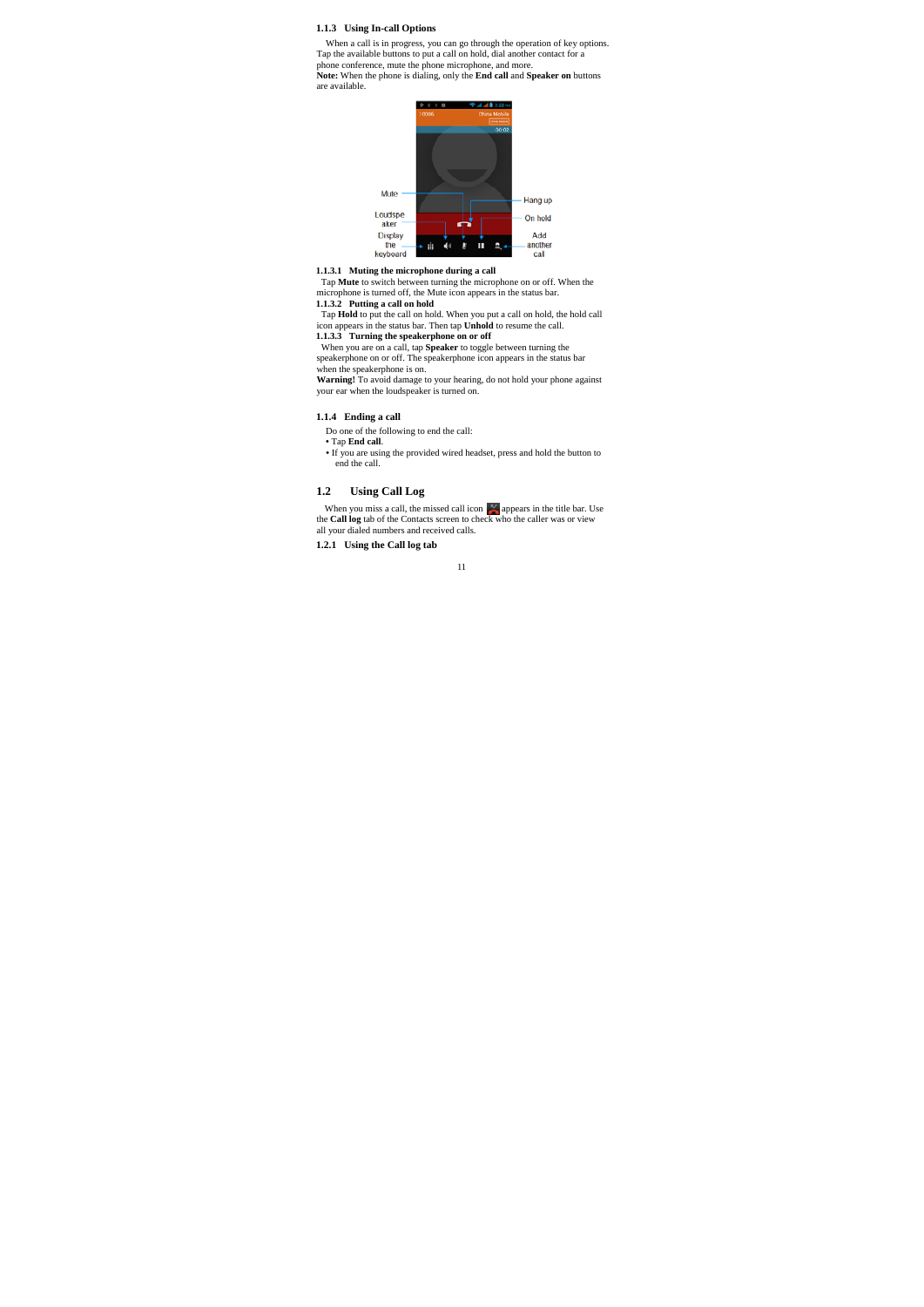### 1.1.3 Using In-call Options

When a call is in progress, you can go through the operation of key options. Tap the available buttons to put a call on hold, dial another contact for a phone conference, mute the phone microphone, and more.
**Note:** When the phone is dialing, only the **End call** and **Speaker on** buttons are available.

#### 1.1.3.1 Muting the microphone during a call

Tap **Mute** to switch between turning the microphone on or off. When the microphone is turned off, the Mute icon appears in the status bar.

#### 1.1.3.2 Putting a call on hold

Tap **Hold** to put the call on hold. When you put a call on hold, the hold call icon appears in the status bar. Then tap **Unhold** to resume the call.

#### 1.1.3.3 Turning the speakerphone on or off

When you are on a call, tap **Speaker** to toggle between turning the speakerphone on or off. The speakerphone icon appears in the status bar when the speakerphone is on.
**Warning!** To avoid damage to your hearing, do not hold your phone against your ear when the loudspeaker is turned on.

### 1.1.4 Ending a call

Do one of the following to end the call:

- Tap **End call**.
- If you are using the provided wired headset, press and hold the button to end the call.

## 1.2 Using Call Log

When you miss a call, the missed call icon appears in the title bar. Use the **Call log** tab of the Contacts screen to check who the caller was or view all your dialed numbers and received calls.

### 1.2.1 Using the Call log tab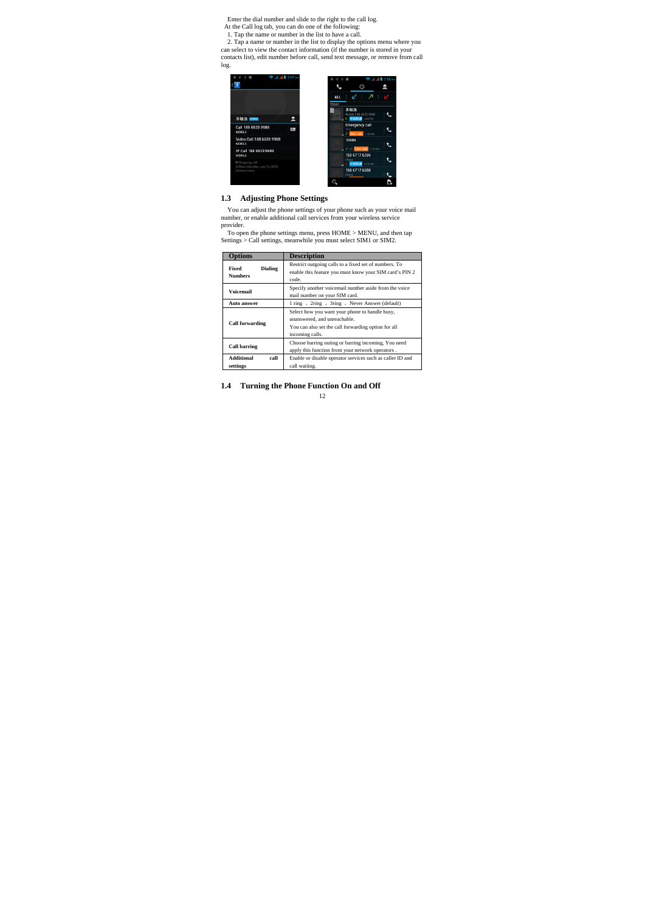Enter the dial number and slide to the right to the call log.

At the Call log tab, you can do one of the following:

1. Tap the name or number in the list to have a call.
2. Tap a name or number in the list to display the options menu where you can select to view the contact information (if the number is stored in your contacts list), edit number before call, send text message, or remove from call log.

## 1.3 Adjusting Phone Settings

You can adjust the phone settings of your phone such as your voice mail number, or enable additional call services from your wireless service provider.

To open the phone settings menu, press HOME > MENU, and then tap Settings > Call settings, meanwhile you must select SIM1 or SIM2.

| Options | Description |
|---|---|
| **Fixed Dialing Numbers** | Restrict outgoing calls to a fixed set of numbers. To enable this feature you must know your SIM card's PIN 2 code. |
| **Voicemail** | Specify another voicemail number aside from the voice mail number on your SIM card. |
| **Auto answer** | 1 ring 、2ring 、3ring 、Never Answer (default) |
| **Call forwarding** | Select how you want your phone to handle busy, unanswered, and unreachable.<br>You can also set the call forwarding option for all incoming calls. |
| **Call barring** | Choose barring outing or barring incoming, You need apply this function from your network operators . |
| **Additional call settings** | Enable or disable operator services such as caller ID and call waiting. |

## 1.4 Turning the Phone Function On and Off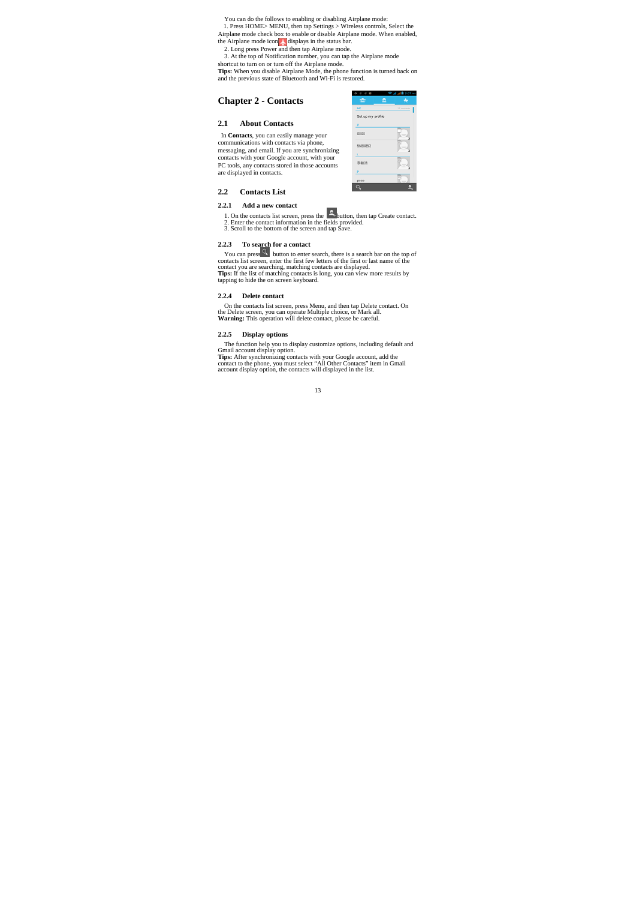You can do the follows to enabling or disabling Airplane mode:

1. Press HOME> MENU, then tap Settings > Wireless controls, Select the Airplane mode check box to enable or disable Airplane mode. When enabled, the Airplane mode icon displays in the status bar.
2. Long press Power and then tap Airplane mode.
3. At the top of Notification number, you can tap the Airplane mode shortcut to turn on or turn off the Airplane mode.

**Tips:** When you disable Airplane Mode, the phone function is turned back on and the previous state of Bluetooth and Wi-Fi is restored.

# Chapter 2 - Contacts

## 2.1 About Contacts

In **Contacts**, you can easily manage your communications with contacts via phone, messaging, and email. If you are synchronizing contacts with your Google account, with your PC tools, any contacts stored in those accounts are displayed in contacts.

## 2.2 Contacts List

### 2.2.1 Add a new contact

1. On the contacts list screen, press the button, then tap Create contact.
2. Enter the contact information in the fields provided.
3. Scroll to the bottom of the screen and tap Save.

### 2.2.3 To search for a contact

You can press button to enter search, there is a search bar on the top of contacts list screen, enter the first few letters of the first or last name of the contact you are searching, matching contacts are displayed.

**Tips:** If the list of matching contacts is long, you can view more results by tapping to hide the on screen keyboard.

### 2.2.4 Delete contact

On the contacts list screen, press Menu, and then tap Delete contact. On the Delete screen, you can operate Multiple choice, or Mark all.

**Warning:** This operation will delete contact, please be careful.

### 2.2.5 Display options

The function help you to display customize options, including default and Gmail account display option.

**Tips:** After synchronizing contacts with your Google account, add the contact to the phone, you must select "All Other Contacts" item in Gmail account display option, the contacts will displayed in the list.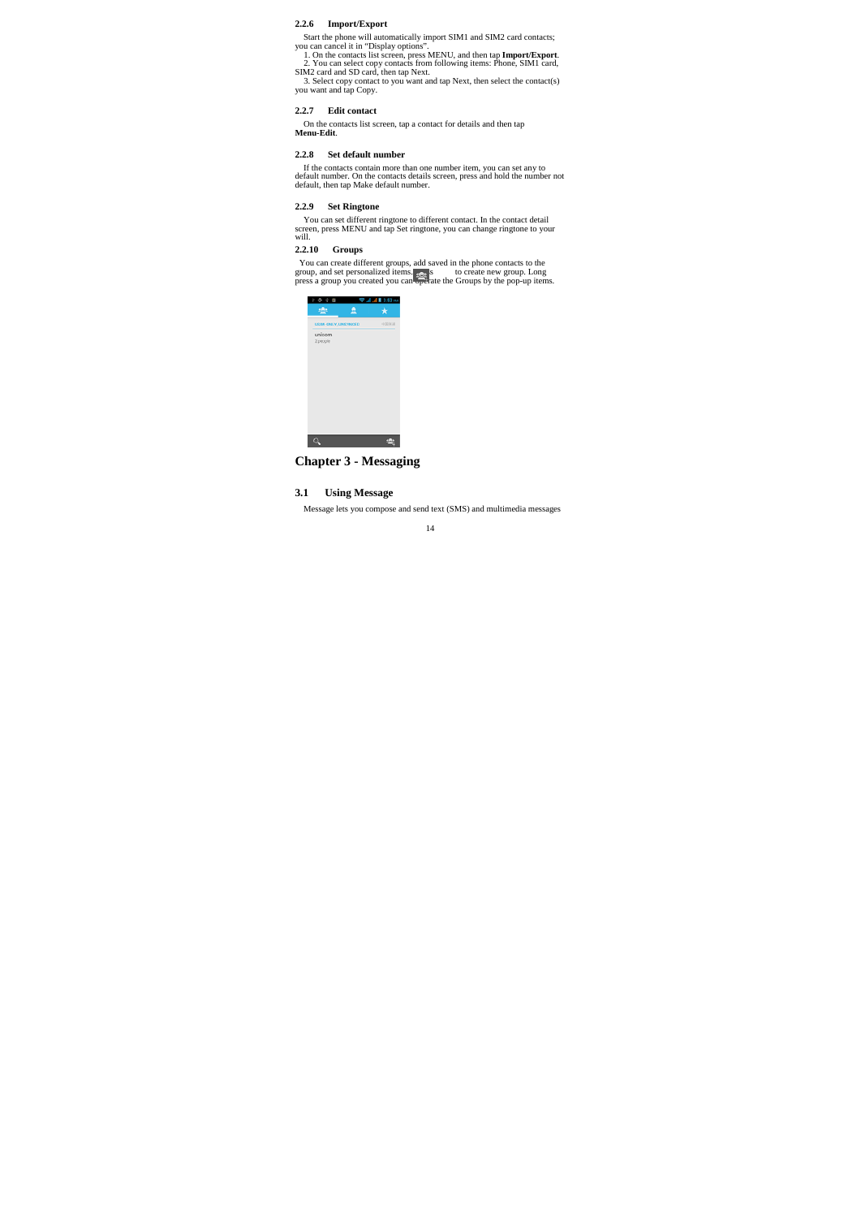### 2.2.6 Import/Export

Start the phone will automatically import SIM1 and SIM2 card contacts; you can cancel it in “Display options”.

1. On the contacts list screen, press MENU, and then tap **Import/Export**.
2. You can select copy contacts from following items: Phone, SIM1 card, SIM2 card and SD card, then tap Next.
3. Select copy contact to you want and tap Next, then select the contact(s) you want and tap Copy.

### 2.2.7 Edit contact

On the contacts list screen, tap a contact for details and then tap **Menu-Edit**.

### 2.2.8 Set default number

If the contacts contain more than one number item, you can set any to default number. On the contacts details screen, press and hold the number not default, then tap Make default number.

### 2.2.9 Set Ringtone

You can set different ringtone to different contact. In the contact detail screen, press MENU and tap Set ringtone, you can change ringtone to your will.

### 2.2.10 Groups

You can create different groups, add saved in the phone contacts to the group, and set personalized items. Press to create new group. Long press a group you created you can operate the Groups by the pop-up items.

# Chapter 3 - Messaging

## 3.1 Using Message

Message lets you compose and send text (SMS) and multimedia messages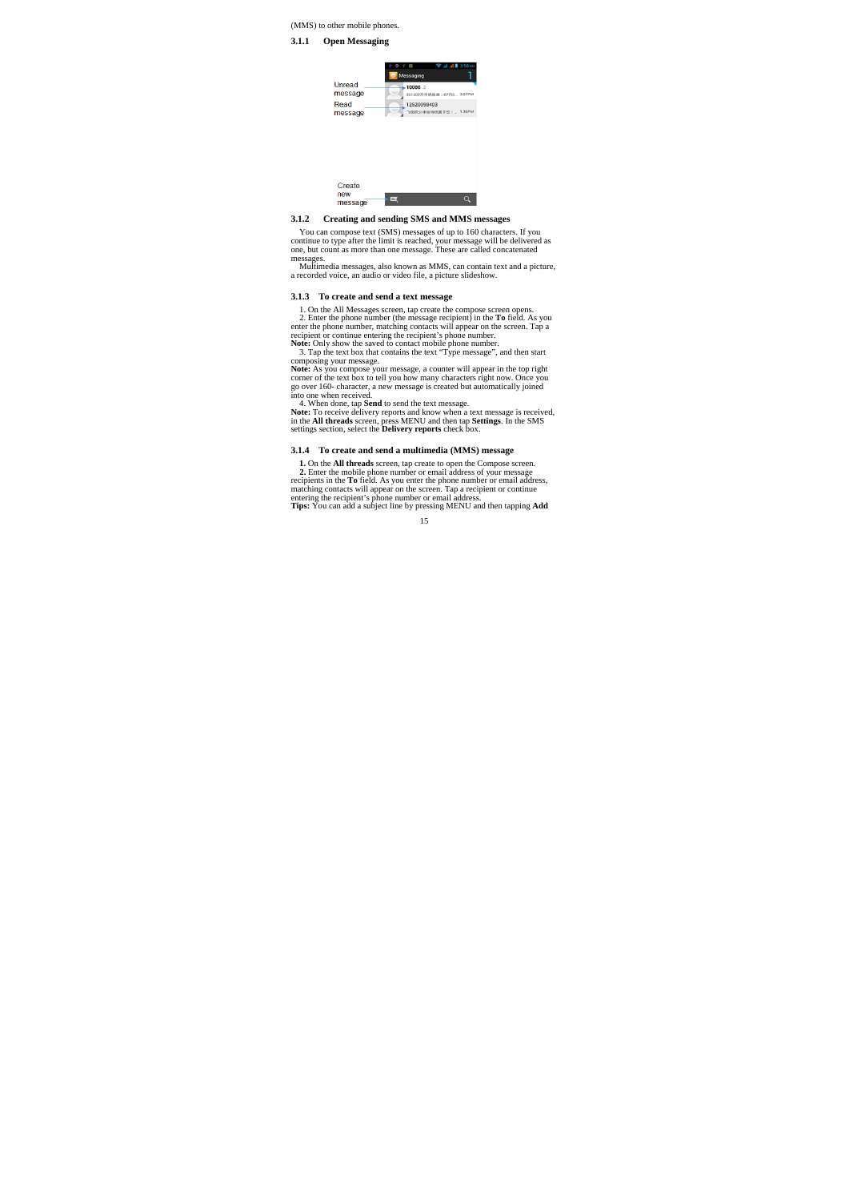(MMS) to other mobile phones.

### 3.1.1 Open Messaging

### 3.1.2 Creating and sending SMS and MMS messages

You can compose text (SMS) messages of up to 160 characters. If you continue to type after the limit is reached, your message will be delivered as one, but count as more than one message. These are called concatenated messages.

Multimedia messages, also known as MMS, can contain text and a picture, a recorded voice, an audio or video file, a picture slideshow.

### 3.1.3 To create and send a text message

1. On the All Messages screen, tap create the compose screen opens.
2. Enter the phone number (the message recipient) in the **To** field. As you enter the phone number, matching contacts will appear on the screen. Tap a recipient or continue entering the recipient's phone number.

**Note:** Only show the saved to contact mobile phone number.

3. Tap the text box that contains the text "Type message", and then start composing your message.

**Note:** As you compose your message, a counter will appear in the top right corner of the text box to tell you how many characters right now. Once you go over 160- character, a new message is created but automatically joined into one when received.

4. When done, tap **Send** to send the text message.

**Note:** To receive delivery reports and know when a text message is received, in the **All threads** screen, press MENU and then tap **Settings**. In the SMS settings section, select the **Delivery reports** check box.

### 3.1.4 To create and send a multimedia (MMS) message

**1.** On the **All threads** screen, tap create to open the Compose screen.

**2.** Enter the mobile phone number or email address of your message recipients in the **To** field. As you enter the phone number or email address, matching contacts will appear on the screen. Tap a recipient or continue entering the recipient's phone number or email address.

**Tips:** You can add a subject line by pressing MENU and then tapping **Add**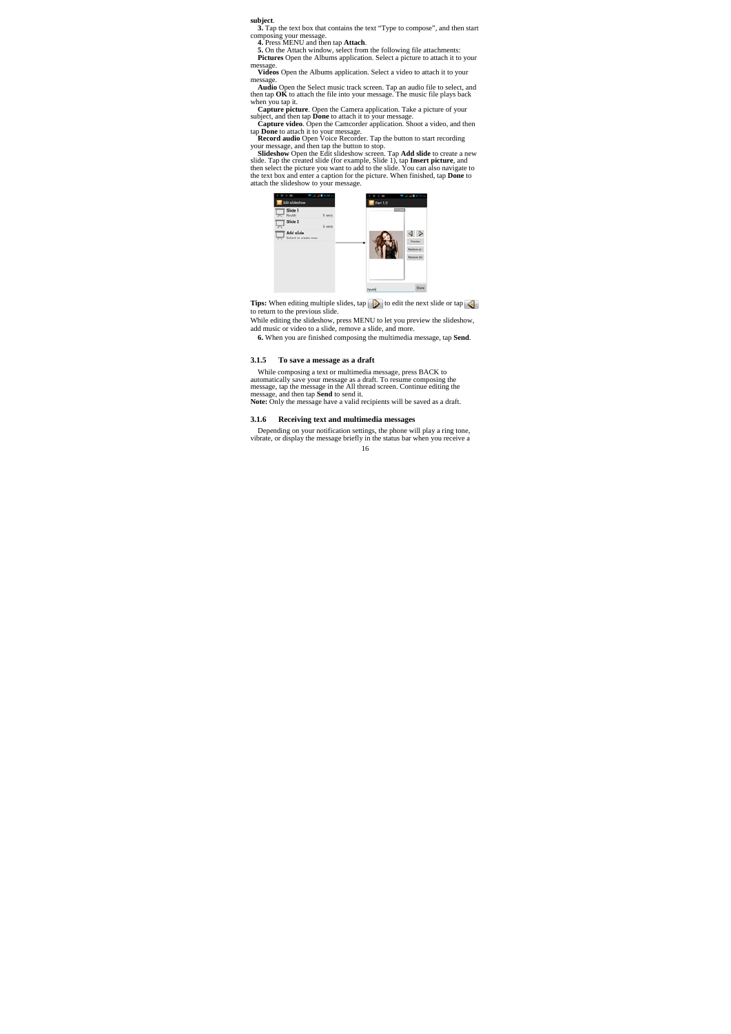**subject**.

**3.** Tap the text box that contains the text “Type to compose”, and then start composing your message.

**4.** Press MENU and then tap **Attach**.

**5.** On the Attach window, select from the following file attachments:

**Pictures** Open the Albums application. Select a picture to attach it to your message.

**Videos** Open the Albums application. Select a video to attach it to your message.

**Audio** Open the Select music track screen. Tap an audio file to select, and then tap **OK** to attach the file into your message. The music file plays back when you tap it.

**Capture picture**. Open the Camera application. Take a picture of your subject, and then tap **Done** to attach it to your message.

**Capture video**. Open the Camcorder application. Shoot a video, and then tap **Done** to attach it to your message.

**Record audio** Open Voice Recorder. Tap the button to start recording your message, and then tap the button to stop.

**Slideshow** Open the Edit slideshow screen. Tap **Add slide** to create a new slide. Tap the created slide (for example, Slide 1), tap **Insert picture**, and then select the picture you want to add to the slide. You can also navigate to the text box and enter a caption for the picture. When finished, tap **Done** to attach the slideshow to your message.

**Tips:** When editing multiple slides, tap [next] to edit the next slide or tap [previous] to return to the previous slide.

While editing the slideshow, press MENU to let you preview the slideshow, add music or video to a slide, remove a slide, and more.

**6.** When you are finished composing the multimedia message, tap **Send**.

### 3.1.5 To save a message as a draft

While composing a text or multimedia message, press BACK to automatically save your message as a draft. To resume composing the message, tap the message in the All thread screen. Continue editing the message, and then tap **Send** to send it.

**Note:** Only the message have a valid recipients will be saved as a draft.

### 3.1.6 Receiving text and multimedia messages

Depending on your notification settings, the phone will play a ring tone, vibrate, or display the message briefly in the status bar when you receive a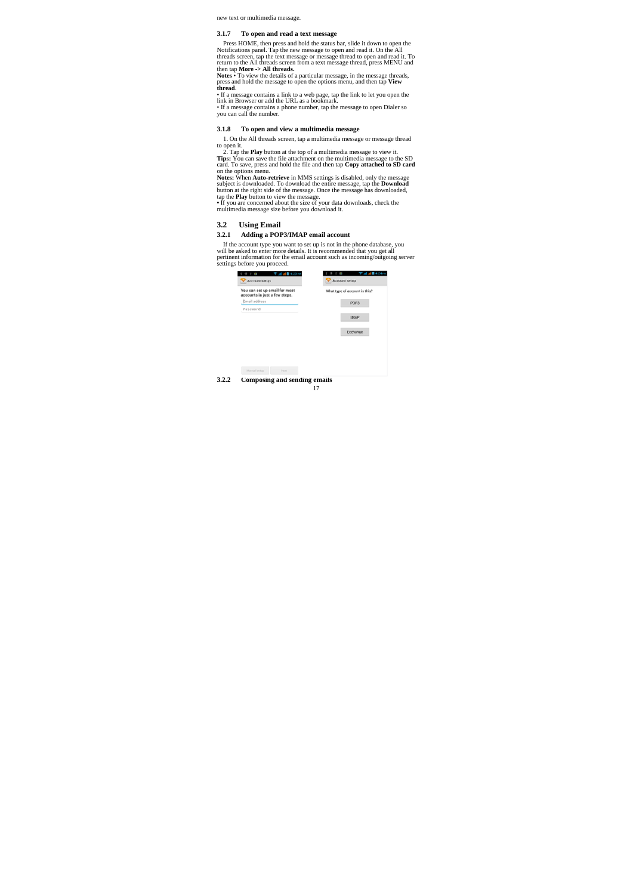new text or multimedia message.

### 3.1.7 To open and read a text message

Press HOME, then press and hold the status bar, slide it down to open the Notifications panel. Tap the new message to open and read it. On the All threads screen, tap the text message or message thread to open and read it. To return to the All threads screen from a text message thread, press MENU and then tap **More -> All threads.**

**Notes** • To view the details of a particular message, in the message threads, press and hold the message to open the options menu, and then tap **View thread**.

• If a message contains a link to a web page, tap the link to let you open the link in Browser or add the URL as a bookmark.

• If a message contains a phone number, tap the message to open Dialer so you can call the number.

### 3.1.8 To open and view a multimedia message

1. On the All threads screen, tap a multimedia message or message thread to open it.

2. Tap the **Play** button at the top of a multimedia message to view it.

**Tips:** You can save the file attachment on the multimedia message to the SD card. To save, press and hold the file and then tap **Copy attached to SD card** on the options menu.

**Notes:** When **Auto-retrieve** in MMS settings is disabled, only the message subject is downloaded. To download the entire message, tap the **Download** button at the right side of the message. Once the message has downloaded, tap the **Play** button to view the message.

• If you are concerned about the size of your data downloads, check the multimedia message size before you download it.

## 3.2 Using Email

### 3.2.1 Adding a POP3/IMAP email account

If the account type you want to set up is not in the phone database, you will be asked to enter more details. It is recommended that you get all pertinent information for the email account such as incoming/outgoing server settings before you proceed.

### 3.2.2 Composing and sending emails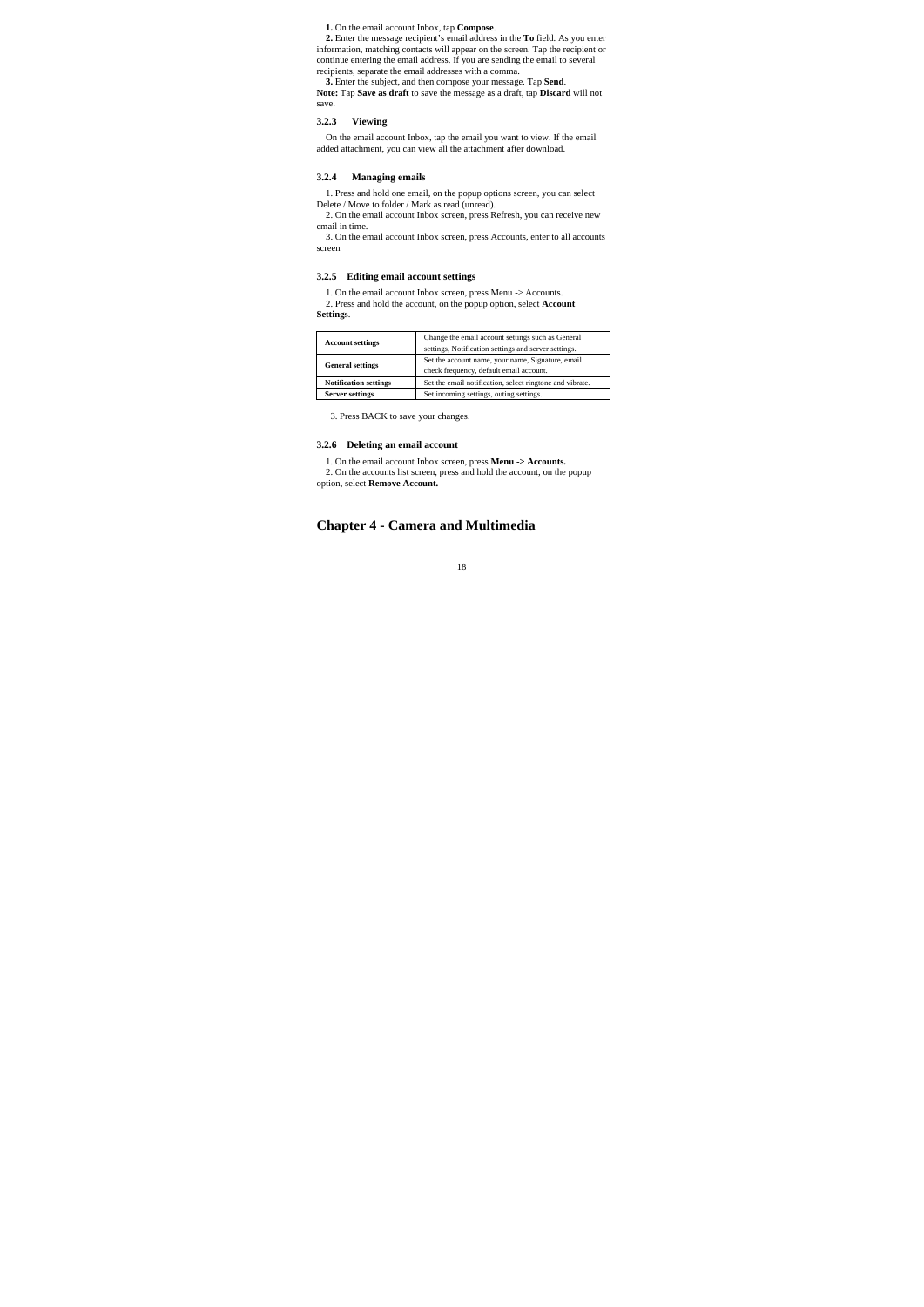**1.** On the email account Inbox, tap **Compose**.

**2.** Enter the message recipient's email address in the **To** field. As you enter information, matching contacts will appear on the screen. Tap the recipient or continue entering the email address. If you are sending the email to several recipients, separate the email addresses with a comma.

**3.** Enter the subject, and then compose your message. Tap **Send**.

**Note:** Tap **Save as draft** to save the message as a draft, tap **Discard** will not save.

### 3.2.3 Viewing

On the email account Inbox, tap the email you want to view. If the email added attachment, you can view all the attachment after download.

### 3.2.4 Managing emails

1. Press and hold one email, on the popup options screen, you can select Delete / Move to folder / Mark as read (unread).
2. On the email account Inbox screen, press Refresh, you can receive new email in time.
3. On the email account Inbox screen, press Accounts, enter to all accounts screen

### 3.2.5 Editing email account settings

1. On the email account Inbox screen, press Menu -> Accounts.
2. Press and hold the account, on the popup option, select **Account Settings**.

| **Account settings** | Change the email account settings such as General settings, Notification settings and server settings. |
|---|---|
| **General settings** | Set the account name, your name, Signature, email check frequency, default email account. |
| **Notification settings** | Set the email notification, select ringtone and vibrate. |
| **Server settings** | Set incoming settings, outing settings. |

3. Press BACK to save your changes.

### 3.2.6 Deleting an email account

1. On the email account Inbox screen, press **Menu -> Accounts.**
2. On the accounts list screen, press and hold the account, on the popup option, select **Remove Account.**

# Chapter 4 - Camera and Multimedia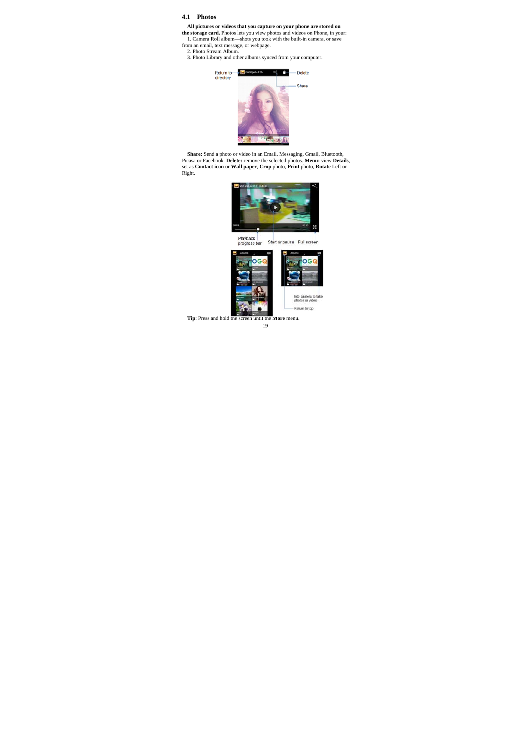## 4.1 Photos

**All pictures or videos that you capture on your phone are stored on the storage card.** Photos lets you view photos and videos on Phone, in your:

1. Camera Roll album—shots you took with the built-in camera, or save from an email, text message, or webpage.
2. Photo Stream Album.
3. Photo Library and other albums synced from your computer.

**Share:** Send a photo or video in an Email, Messaging, Gmail, Bluetooth, Picasa or Facebook. **Delete:** remove the selected photos. **Menu:** view **Details**, set as **Contact icon** or **Wall paper**, **Crop** photo, **Print** photo, **Rotate** Left or Right.

**Tip**: Press and hold the screen until the **More** menu.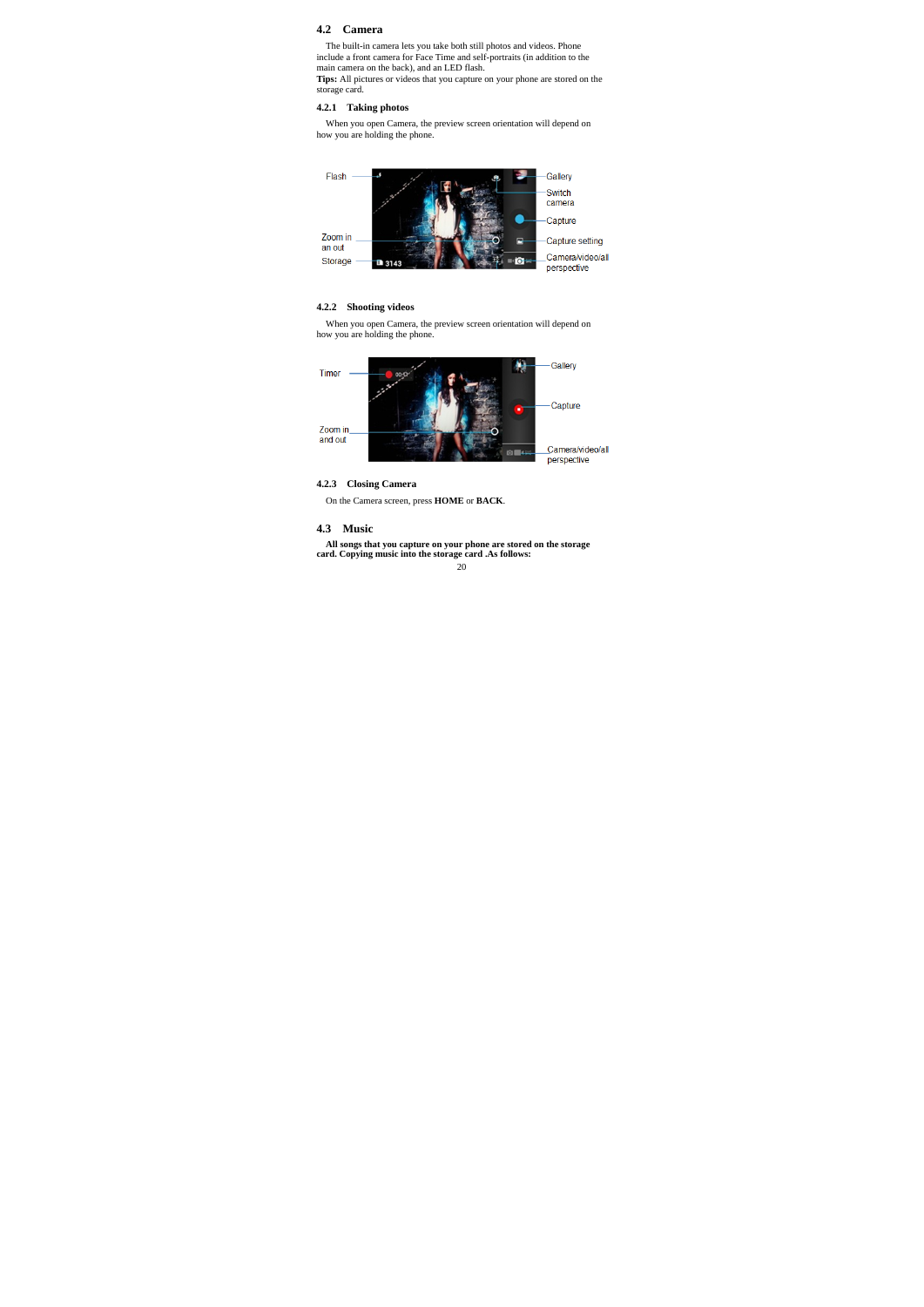## 4.2 Camera

The built-in camera lets you take both still photos and videos. Phone include a front camera for Face Time and self-portraits (in addition to the main camera on the back), and an LED flash.

**Tips:** All pictures or videos that you capture on your phone are stored on the storage card.

### 4.2.1 Taking photos

When you open Camera, the preview screen orientation will depend on how you are holding the phone.

Flash

Zoom in an out

Storage

Gallery

Switch camera

Capture

Capture setting

Camera/video/all perspective

### 4.2.2 Shooting videos

When you open Camera, the preview screen orientation will depend on how you are holding the phone.

Timer

Zoom in and out

Gallery

Capture

Camera/video/all perspective

### 4.2.3 Closing Camera

On the Camera screen, press **HOME** or **BACK**.

## 4.3 Music

**All songs that you capture on your phone are stored on the storage card. Copying music into the storage card .As follows:**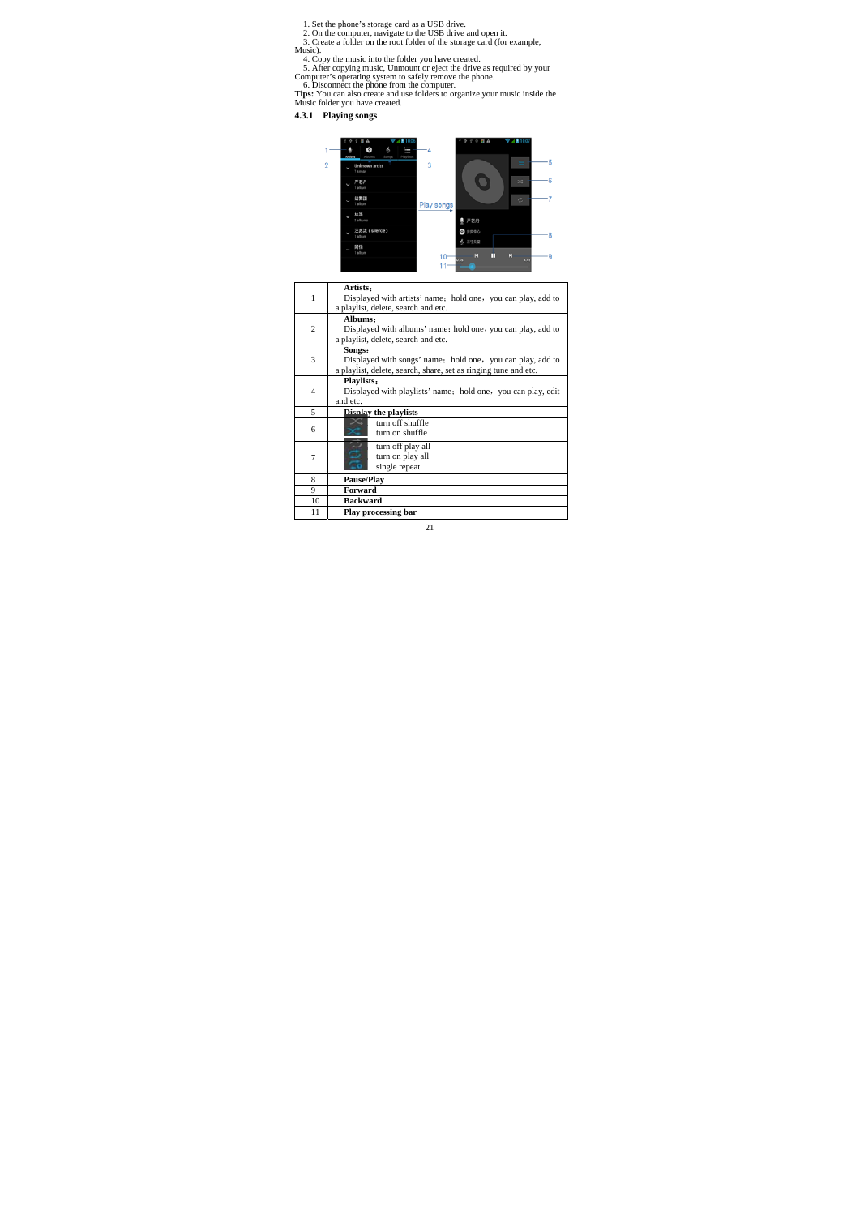1. Set the phone's storage card as a USB drive.
2. On the computer, navigate to the USB drive and open it.
3. Create a folder on the root folder of the storage card (for example, Music).
4. Copy the music into the folder you have created.
5. After copying music, Unmount or eject the drive as required by your Computer's operating system to safely remove the phone.
6. Disconnect the phone from the computer.

**Tips:** You can also create and use folders to organize your music inside the Music folder you have created.

### 4.3.1 Playing songs

| | |
|---|---|
| 1 | **Artists:** Displayed with artists' name; hold one, you can play, add to a playlist, delete, search and etc. |
| 2 | **Albums:** Displayed with albums' name; hold one, you can play, add to a playlist, delete, search and etc. |
| 3 | **Songs:** Displayed with songs' name; hold one, you can play, add to a playlist, delete, search, share, set as ringing tune and etc. |
| 4 | **Playlists:** Displayed with playlists' name; hold one, you can play, edit and etc. |
| 5 | **Display the playlists** |
| 6 | turn off shuffle<br>turn on shuffle |
| 7 | turn off play all<br>turn on play all<br>single repeat |
| 8 | **Pause/Play** |
| 9 | **Forward** |
| 10 | **Backward** |
| 11 | **Play processing bar** |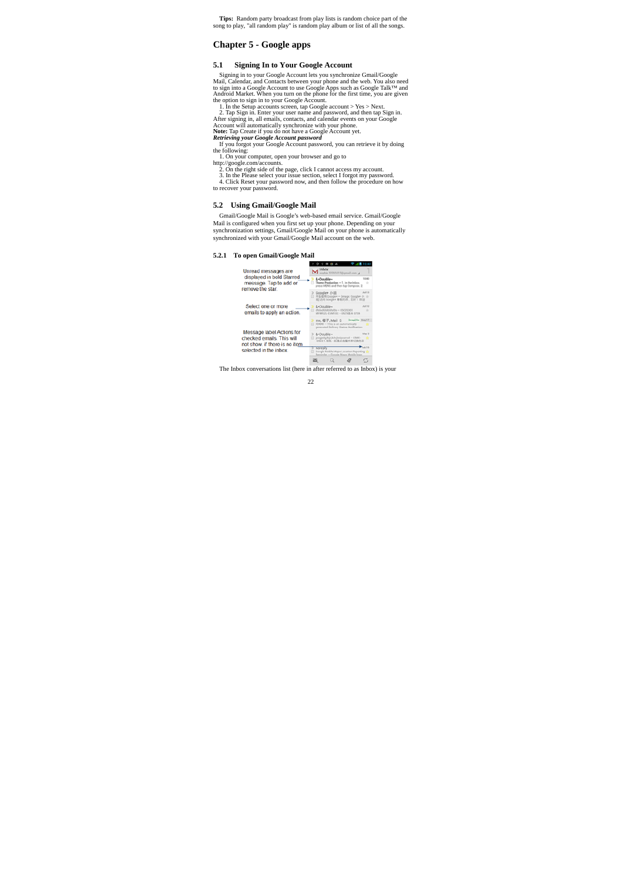**Tips:** Random party broadcast from play lists is random choice part of the song to play, "all random play" is random play album or list of all the songs.

# Chapter 5 - Google apps

## 5.1 Signing In to Your Google Account

Signing in to your Google Account lets you synchronize Gmail/Google Mail, Calendar, and Contacts between your phone and the web. You also need to sign into a Google Account to use Google Apps such as Google Talk™ and Android Market. When you turn on the phone for the first time, you are given the option to sign in to your Google Account.

1. In the Setup accounts screen, tap Google account > Yes > Next.
2. Tap Sign in. Enter your user name and password, and then tap Sign in. After signing in, all emails, contacts, and calendar events on your Google Account will automatically synchronize with your phone.

**Note:** Tap Create if you do not have a Google Account yet.

***Retrieving your Google Account password***

If you forgot your Google Account password, you can retrieve it by doing the following:

1. On your computer, open your browser and go to http://google.com/accounts.
2. On the right side of the page, click I cannot access my account.
3. In the Please select your issue section, select I forgot my password.
4. Click Reset your password now, and then follow the procedure on how to recover your password.

## 5.2 Using Gmail/Google Mail

Gmail/Google Mail is Google's web-based email service. Gmail/Google Mail is configured when you first set up your phone. Depending on your synchronization settings, Gmail/Google Mail on your phone is automatically synchronized with your Gmail/Google Mail account on the web.

### 5.2.1 To open Gmail/Google Mail

Unread messages are displayed in bold Starred message. Tap to add or remove the star.

Select one or more emails to apply an action.

Message label Actions for checked emails. This will not show if there is no item selected in the inbox.

The Inbox conversations list (here in after referred to as Inbox) is your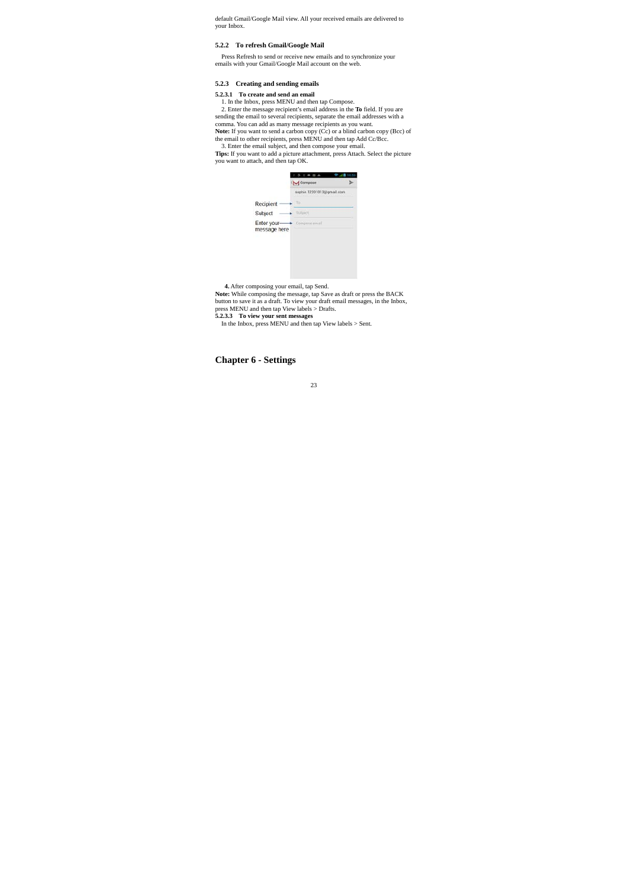default Gmail/Google Mail view. All your received emails are delivered to your Inbox.

### 5.2.2 To refresh Gmail/Google Mail

Press Refresh to send or receive new emails and to synchronize your emails with your Gmail/Google Mail account on the web.

### 5.2.3 Creating and sending emails

#### 5.2.3.1 To create and send an email

1. In the Inbox, press MENU and then tap Compose.
2. Enter the message recipient's email address in the **To** field. If you are sending the email to several recipients, separate the email addresses with a comma. You can add as many message recipients as you want.

**Note:** If you want to send a carbon copy (Cc) or a blind carbon copy (Bcc) of the email to other recipients, press MENU and then tap Add Cc/Bcc.

3. Enter the email subject, and then compose your email.

**Tips:** If you want to add a picture attachment, press Attach. Select the picture you want to attach, and then tap OK.

Recipient
Subject
Enter your message here

**4.** After composing your email, tap Send.

**Note:** While composing the message, tap Save as draft or press the BACK button to save it as a draft. To view your draft email messages, in the Inbox, press MENU and then tap View labels > Drafts.

#### 5.2.3.3 To view your sent messages

In the Inbox, press MENU and then tap View labels > Sent.

# Chapter 6 - Settings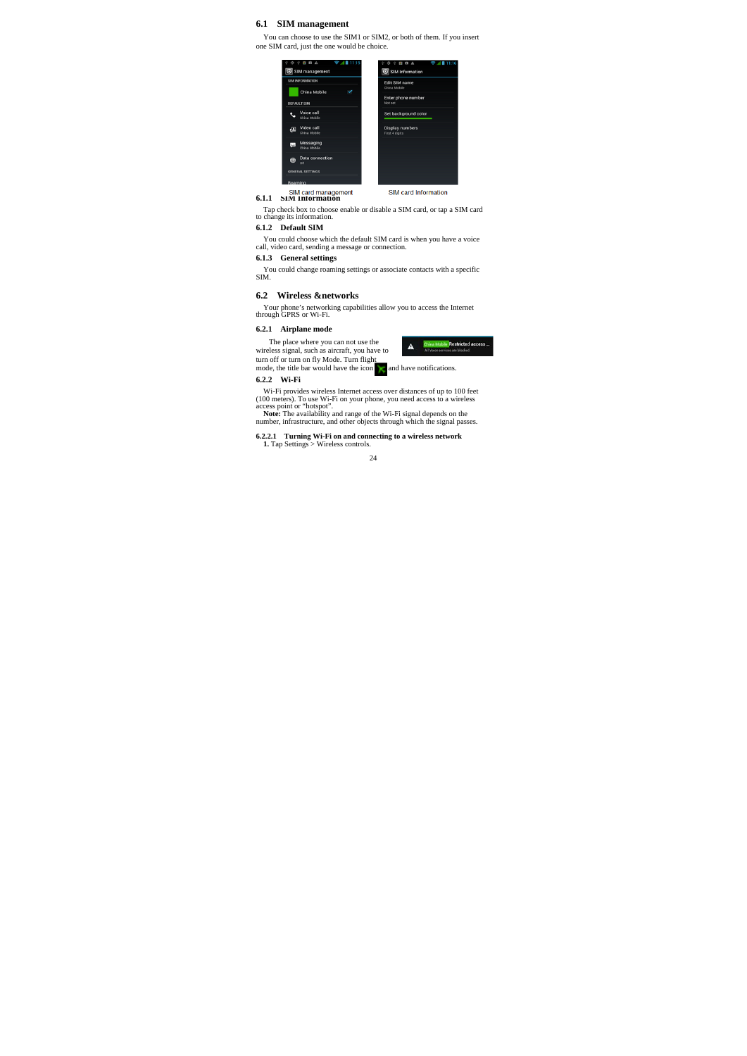## 6.1 SIM management

You can choose to use the SIM1 or SIM2, or both of them. If you insert one SIM card, just the one would be choice.

SIM card management SIM card Information

### 6.1.1 SIM Information

Tap check box to choose enable or disable a SIM card, or tap a SIM card to change its information.

### 6.1.2 Default SIM

You could choose which the default SIM card is when you have a voice call, video card, sending a message or connection.

### 6.1.3 General settings

You could change roaming settings or associate contacts with a specific SIM.

## 6.2 Wireless &networks

Your phone's networking capabilities allow you to access the Internet through GPRS or Wi-Fi.

### 6.2.1 Airplane mode

The place where you can not use the wireless signal, such as aircraft, you have to turn off or turn on fly Mode. Turn flight mode, the title bar would have the icon and have notifications.

### 6.2.2 Wi-Fi

Wi-Fi provides wireless Internet access over distances of up to 100 feet (100 meters). To use Wi-Fi on your phone, you need access to a wireless access point or "hotspot".

**Note:** The availability and range of the Wi-Fi signal depends on the number, infrastructure, and other objects through which the signal passes.

#### 6.2.2.1 Turning Wi-Fi on and connecting to a wireless network

**1.** Tap Settings > Wireless controls.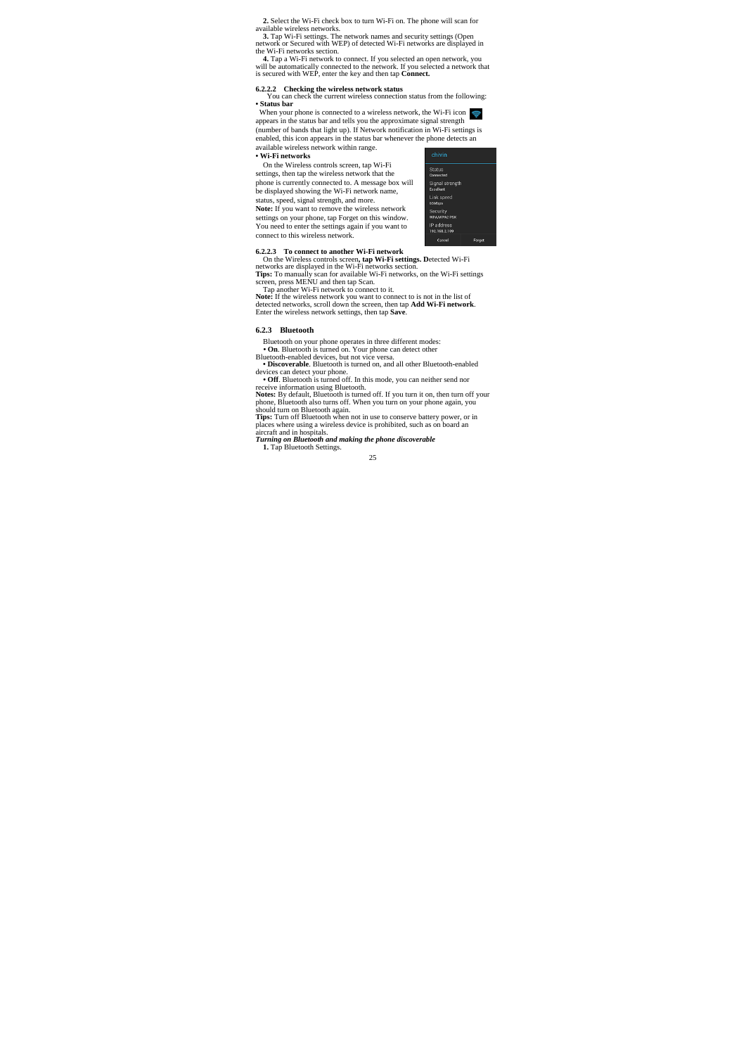**2.** Select the Wi-Fi check box to turn Wi-Fi on. The phone will scan for available wireless networks.

**3.** Tap Wi-Fi settings. The network names and security settings (Open network or Secured with WEP) of detected Wi-Fi networks are displayed in the Wi-Fi networks section.

**4.** Tap a Wi-Fi network to connect. If you selected an open network, you will be automatically connected to the network. If you selected a network that is secured with WEP, enter the key and then tap **Connect.**

#### 6.2.2.2 Checking the wireless network status

You can check the current wireless connection status from the following:

**• Status bar**

When your phone is connected to a wireless network, the Wi-Fi icon appears in the status bar and tells you the approximate signal strength (number of bands that light up). If Network notification in Wi-Fi settings is enabled, this icon appears in the status bar whenever the phone detects an available wireless network within range.

• **Wi-Fi networks**

On the Wireless controls screen, tap Wi-Fi settings, then tap the wireless network that the phone is currently connected to. A message box will be displayed showing the Wi-Fi network name, status, speed, signal strength, and more.

**Note:** If you want to remove the wireless network settings on your phone, tap Forget on this window. You need to enter the settings again if you want to connect to this wireless network.

#### 6.2.2.3 To connect to another Wi-Fi network

On the Wireless controls screen**, tap Wi-Fi settings. D**etected Wi-Fi networks are displayed in the Wi-Fi networks section.

**Tips:** To manually scan for available Wi-Fi networks, on the Wi-Fi settings screen, press MENU and then tap Scan.

Tap another Wi-Fi network to connect to it.

**Note:** If the wireless network you want to connect to is not in the list of detected networks, scroll down the screen, then tap **Add Wi-Fi network**. Enter the wireless network settings, then tap **Save**.

### 6.2.3 Bluetooth

Bluetooth on your phone operates in three different modes:

**• On**. Bluetooth is turned on. Your phone can detect other Bluetooth-enabled devices, but not vice versa.

**• Discoverable**. Bluetooth is turned on, and all other Bluetooth-enabled devices can detect your phone.

**• Off**. Bluetooth is turned off. In this mode, you can neither send nor receive information using Bluetooth.

**Notes:** By default, Bluetooth is turned off. If you turn it on, then turn off your phone, Bluetooth also turns off. When you turn on your phone again, you should turn on Bluetooth again.

**Tips:** Turn off Bluetooth when not in use to conserve battery power, or in places where using a wireless device is prohibited, such as on board an aircraft and in hospitals.

***Turning on Bluetooth and making the phone discoverable***

**1.** Tap Bluetooth Settings.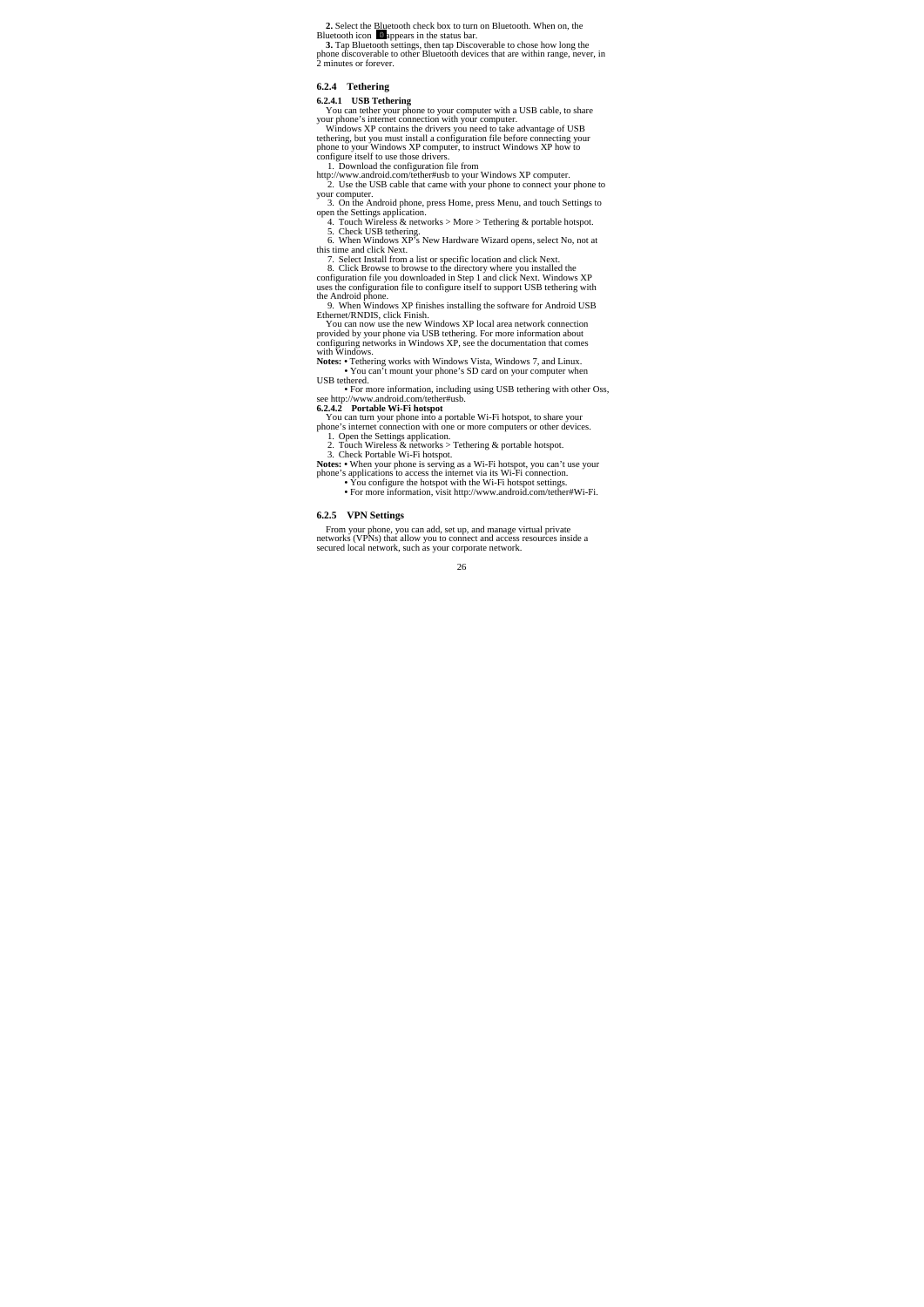**2.** Select the Bluetooth check box to turn on Bluetooth. When on, the Bluetooth icon appears in the status bar.

**3.** Tap Bluetooth settings, then tap Discoverable to chose how long the phone discoverable to other Bluetooth devices that are within range, never, in 2 minutes or forever.

### 6.2.4 Tethering

#### 6.2.4.1 USB Tethering

You can tether your phone to your computer with a USB cable, to share your phone's internet connection with your computer.

Windows XP contains the drivers you need to take advantage of USB tethering, but you must install a configuration file before connecting your phone to your Windows XP computer, to instruct Windows XP how to configure itself to use those drivers.

1. Download the configuration file from http://www.android.com/tether#usb to your Windows XP computer.
2. Use the USB cable that came with your phone to connect your phone to your computer.
3. On the Android phone, press Home, press Menu, and touch Settings to open the Settings application.
4. Touch Wireless & networks > More > Tethering & portable hotspot.
5. Check USB tethering.
6. When Windows XP's New Hardware Wizard opens, select No, not at this time and click Next.
7. Select Install from a list or specific location and click Next.
8. Click Browse to browse to the directory where you installed the configuration file you downloaded in Step 1 and click Next. Windows XP uses the configuration file to configure itself to support USB tethering with the Android phone.
9. When Windows XP finishes installing the software for Android USB Ethernet/RNDIS, click Finish.

You can now use the new Windows XP local area network connection provided by your phone via USB tethering. For more information about configuring networks in Windows XP, see the documentation that comes with Windows.

**Notes:** • Tethering works with Windows Vista, Windows 7, and Linux.

• You can't mount your phone's SD card on your computer when USB tethered.

• For more information, including using USB tethering with other Oss, see http://www.android.com/tether#usb.

#### 6.2.4.2 Portable Wi-Fi hotspot

You can turn your phone into a portable Wi-Fi hotspot, to share your phone's internet connection with one or more computers or other devices.

1. Open the Settings application.
2. Touch Wireless & networks > Tethering & portable hotspot.
3. Check Portable Wi-Fi hotspot.

**Notes:** • When your phone is serving as a Wi-Fi hotspot, you can't use your phone's applications to access the internet via its Wi-Fi connection.

• You configure the hotspot with the Wi-Fi hotspot settings.

• For more information, visit http://www.android.com/tether#Wi-Fi.

### 6.2.5 VPN Settings

From your phone, you can add, set up, and manage virtual private networks (VPNs) that allow you to connect and access resources inside a secured local network, such as your corporate network.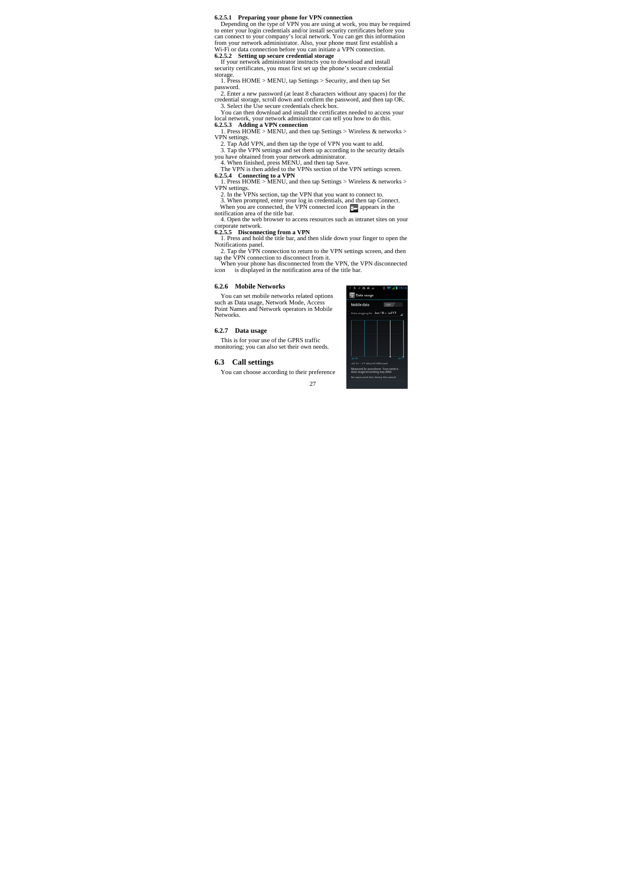#### 6.2.5.1 Preparing your phone for VPN connection

Depending on the type of VPN you are using at work, you may be required to enter your login credentials and/or install security certificates before you can connect to your company's local network. You can get this information from your network administrator. Also, your phone must first establish a Wi-Fi or data connection before you can initiate a VPN connection.

#### 6.2.5.2 Setting up secure credential storage

If your network administrator instructs you to download and install security certificates, you must first set up the phone's secure credential storage.

1. Press HOME > MENU, tap Settings > Security, and then tap Set password.
2. Enter a new password (at least 8 characters without any spaces) for the credential storage, scroll down and confirm the password, and then tap OK.
3. Select the Use secure credentials check box.

You can then download and install the certificates needed to access your local network, your network administrator can tell you how to do this.

#### 6.2.5.3 Adding a VPN connection

1. Press HOME > MENU, and then tap Settings > Wireless & networks > VPN settings.
2. Tap Add VPN, and then tap the type of VPN you want to add.
3. Tap the VPN settings and set them up according to the security details you have obtained from your network administrator.
4. When finished, press MENU, and then tap Save.

The VPN is then added to the VPNs section of the VPN settings screen.

#### 6.2.5.4 Connecting to a VPN

1. Press HOME > MENU, and then tap Settings > Wireless & networks > VPN settings.
2. In the VPNs section, tap the VPN that you want to connect to.
3. When prompted, enter your log in credentials, and then tap Connect.

When you are connected, the VPN connected icon appears in the notification area of the title bar.

4. Open the web browser to access resources such as intranet sites on your corporate network.

#### 6.2.5.5 Disconnecting from a VPN

1. Press and hold the title bar, and then slide down your finger to open the Notifications panel.
2. Tap the VPN connection to return to the VPN settings screen, and then tap the VPN connection to disconnect from it.

When your phone has disconnected from the VPN, the VPN disconnected icon is displayed in the notification area of the title bar.

### 6.2.6 Mobile Networks

You can set mobile networks related options such as Data usage, Network Mode, Access Point Names and Network operators in Mobile Networks.

### 6.2.7 Data usage

This is for your use of the GPRS traffic monitoring; you can also set their own needs.

## 6.3 Call settings

You can choose according to their preference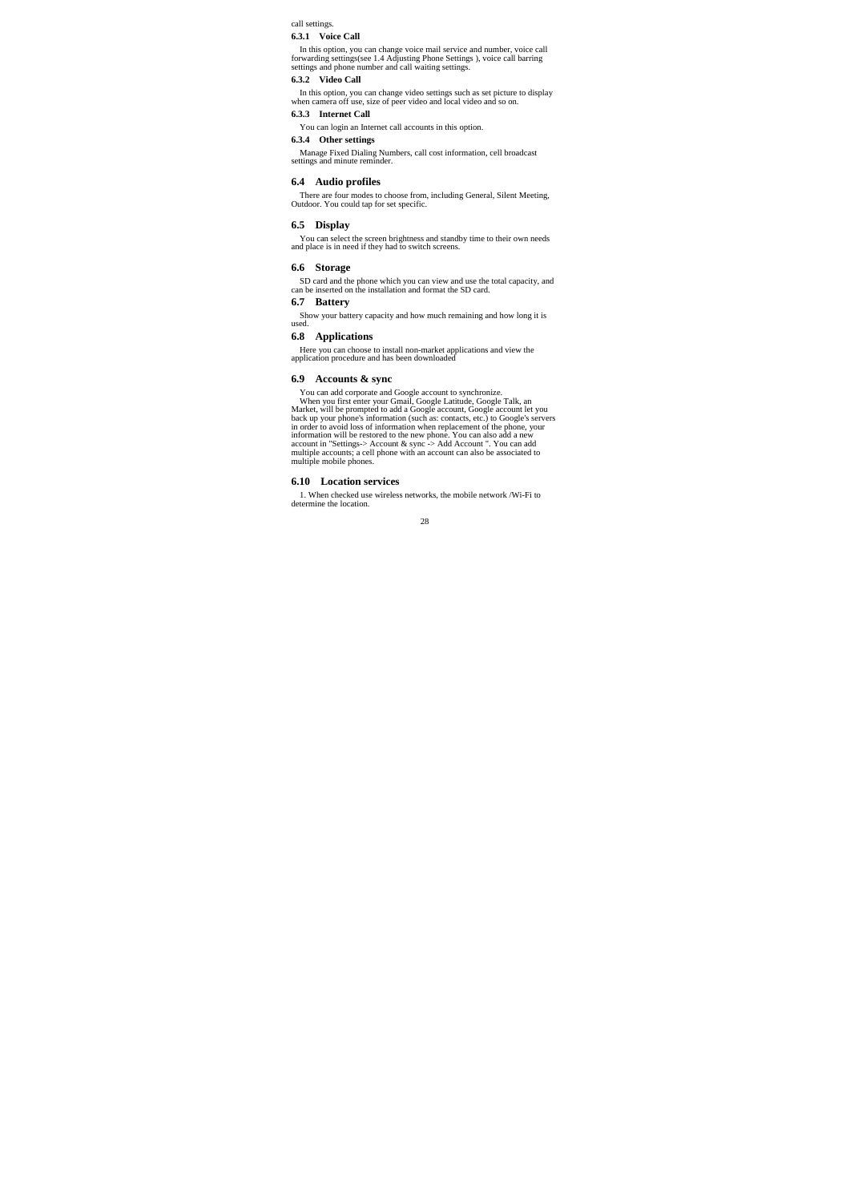call settings.

### 6.3.1 Voice Call

In this option, you can change voice mail service and number, voice call forwarding settings(see 1.4 Adjusting Phone Settings ), voice call barring settings and phone number and call waiting settings.

### 6.3.2 Video Call

In this option, you can change video settings such as set picture to display when camera off use, size of peer video and local video and so on.

### 6.3.3 Internet Call

You can login an Internet call accounts in this option.

### 6.3.4 Other settings

Manage Fixed Dialing Numbers, call cost information, cell broadcast settings and minute reminder.

## 6.4 Audio profiles

There are four modes to choose from, including General, Silent Meeting, Outdoor. You could tap for set specific.

## 6.5 Display

You can select the screen brightness and standby time to their own needs and place is in need if they had to switch screens.

## 6.6 Storage

SD card and the phone which you can view and use the total capacity, and can be inserted on the installation and format the SD card.

## 6.7 Battery

Show your battery capacity and how much remaining and how long it is used.

## 6.8 Applications

Here you can choose to install non-market applications and view the application procedure and has been downloaded

## 6.9 Accounts & sync

You can add corporate and Google account to synchronize.

When you first enter your Gmail, Google Latitude, Google Talk, an Market, will be prompted to add a Google account, Google account let you back up your phone's information (such as: contacts, etc.) to Google's servers in order to avoid loss of information when replacement of the phone, your information will be restored to the new phone. You can also add a new account in "Settings-> Account & sync -> Add Account ". You can add multiple accounts; a cell phone with an account can also be associated to multiple mobile phones.

## 6.10 Location services

1. When checked use wireless networks, the mobile network /Wi-Fi to determine the location.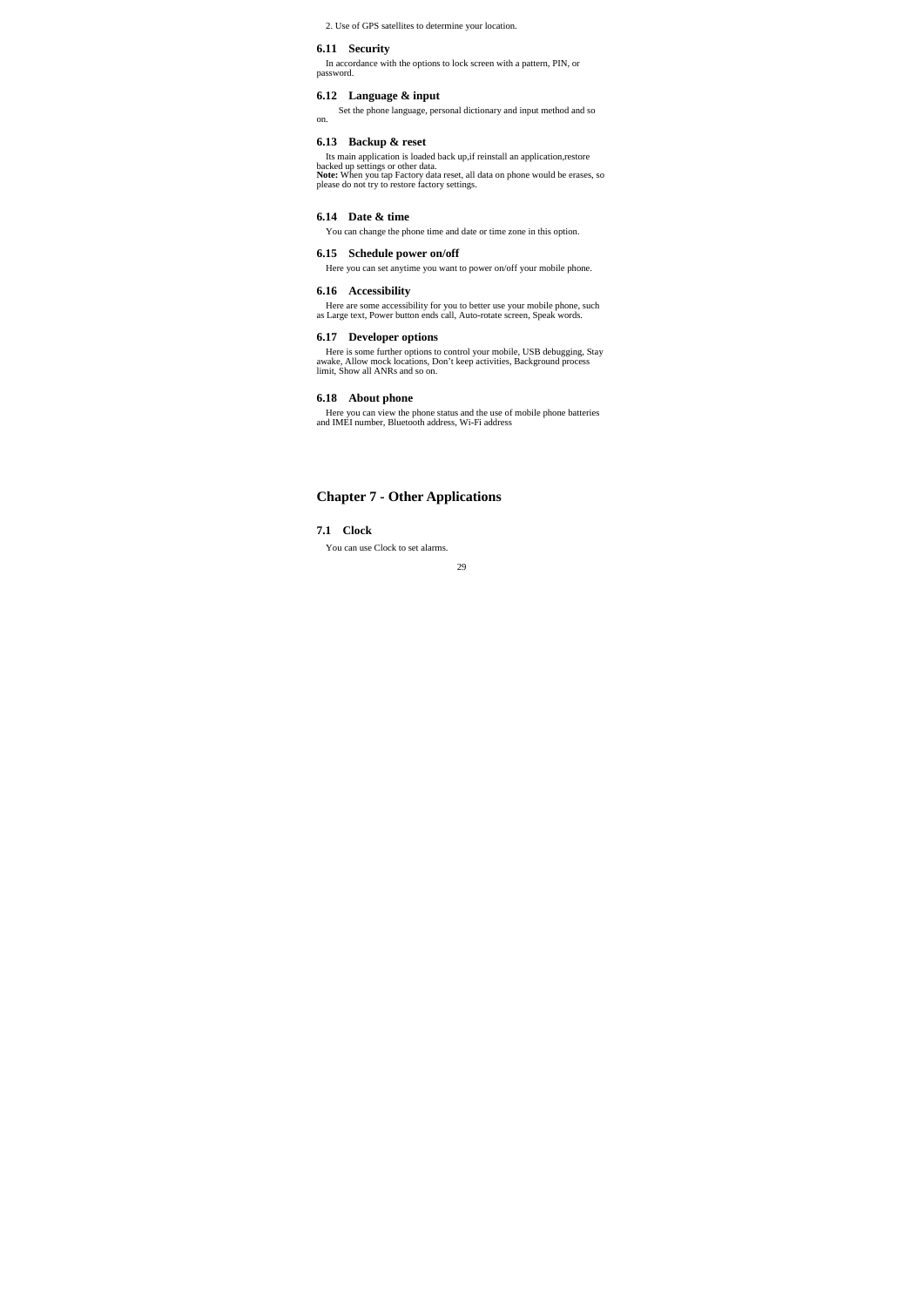2. Use of GPS satellites to determine your location.

### 6.11 Security

In accordance with the options to lock screen with a pattern, PIN, or password.

### 6.12 Language & input

Set the phone language, personal dictionary and input method and so on.

### 6.13 Backup & reset

Its main application is loaded back up,if reinstall an application,restore backed up settings or other data.
**Note:** When you tap Factory data reset, all data on phone would be erases, so please do not try to restore factory settings.

### 6.14 Date & time

You can change the phone time and date or time zone in this option.

### 6.15 Schedule power on/off

Here you can set anytime you want to power on/off your mobile phone.

### 6.16 Accessibility

Here are some accessibility for you to better use your mobile phone, such as Large text, Power button ends call, Auto-rotate screen, Speak words.

### 6.17 Developer options

Here is some further options to control your mobile, USB debugging, Stay awake, Allow mock locations, Don't keep activities, Background process limit, Show all ANRs and so on.

### 6.18 About phone

Here you can view the phone status and the use of mobile phone batteries and IMEI number, Bluetooth address, Wi-Fi address

## Chapter 7 - Other Applications

### 7.1 Clock

You can use Clock to set alarms.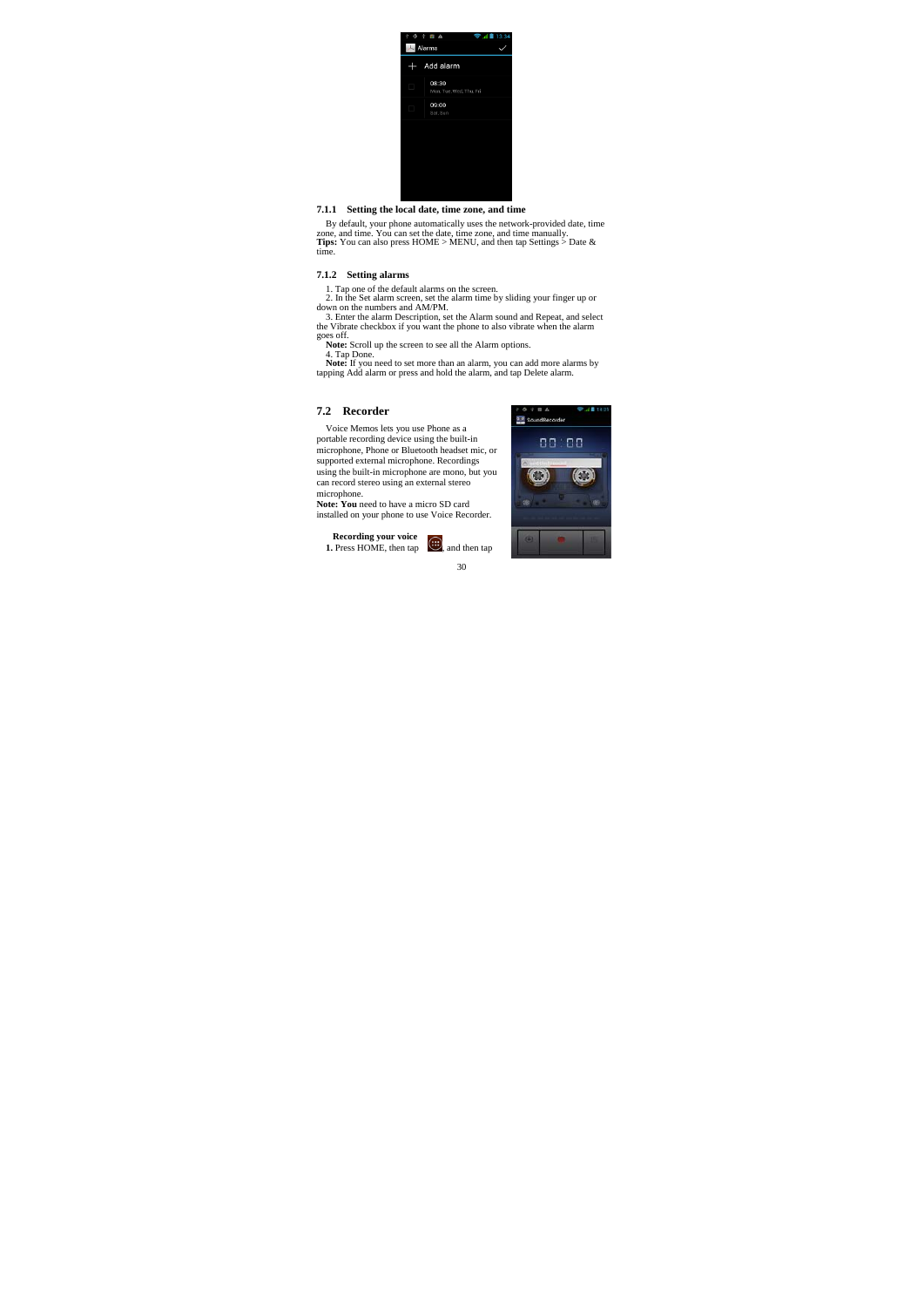### 7.1.1 Setting the local date, time zone, and time

By default, your phone automatically uses the network-provided date, time zone, and time. You can set the date, time zone, and time manually.
**Tips:** You can also press HOME > MENU, and then tap Settings > Date & time.

### 7.1.2 Setting alarms

1. Tap one of the default alarms on the screen.
2. In the Set alarm screen, set the alarm time by sliding your finger up or down on the numbers and AM/PM.
3. Enter the alarm Description, set the Alarm sound and Repeat, and select the Vibrate checkbox if you want the phone to also vibrate when the alarm goes off.
**Note:** Scroll up the screen to see all the Alarm options.
4. Tap Done.
**Note:** If you need to set more than an alarm, you can add more alarms by tapping Add alarm or press and hold the alarm, and tap Delete alarm.

## 7.2 Recorder

Voice Memos lets you use Phone as a portable recording device using the built-in microphone, Phone or Bluetooth headset mic, or supported external microphone. Recordings using the built-in microphone are mono, but you can record stereo using an external stereo microphone.
**Note: You** need to have a micro SD card installed on your phone to use Voice Recorder.

**Recording your voice**
**1.** Press HOME, then tap , and then tap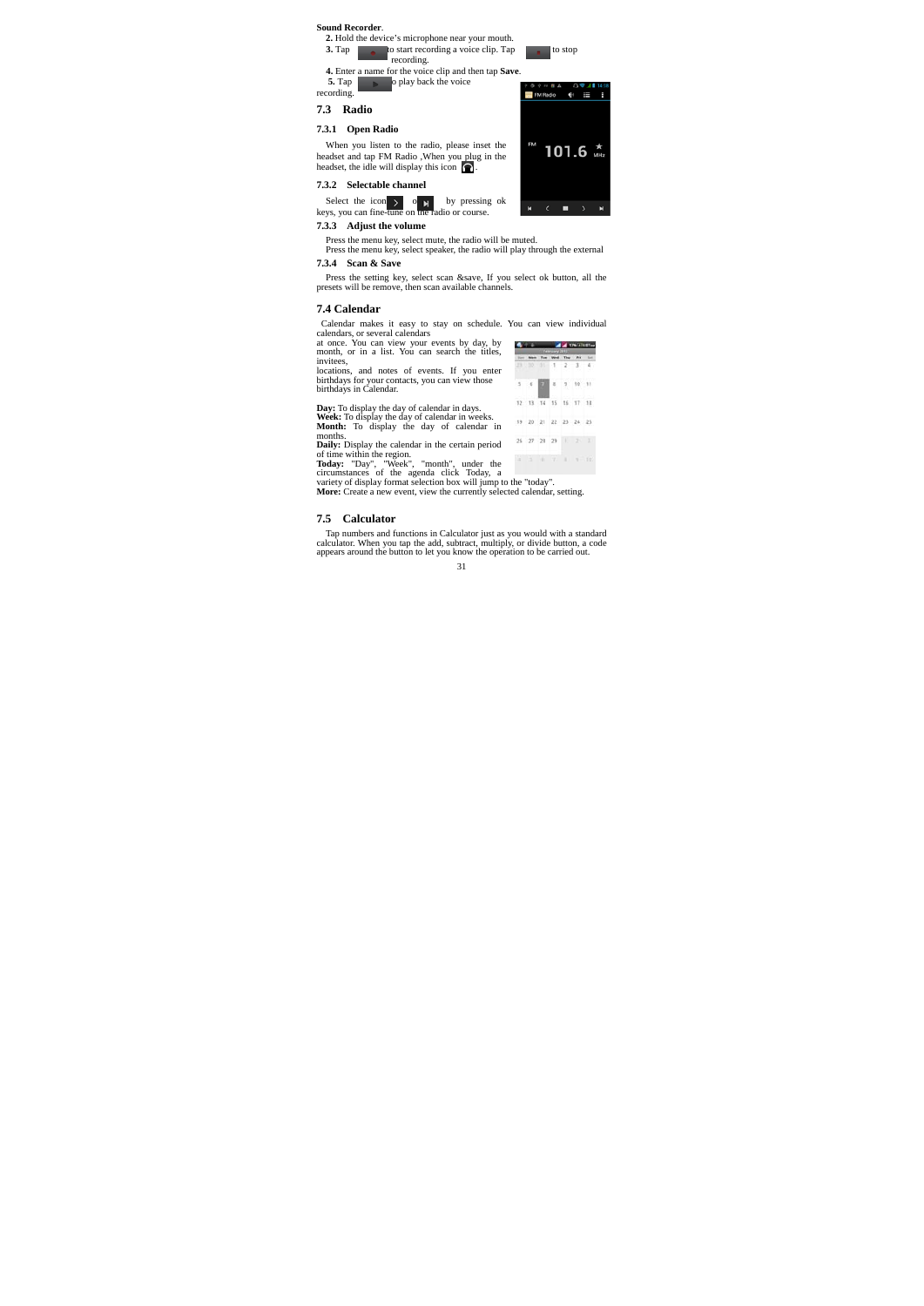**Sound Recorder**.

2. Hold the device's microphone near your mouth.
3. Tap to start recording a voice clip. Tap to stop recording.
4. Enter a name for the voice clip and then tap **Save**.
5. Tap to play back the voice recording.

## 7.3 Radio

### 7.3.1 Open Radio

When you listen to the radio, please inset the headset and tap FM Radio ,When you plug in the headset, the idle will display this icon .

### 7.3.2 Selectable channel

Select the icon or by pressing ok keys, you can fine-tune on the radio or course.

### 7.3.3 Adjust the volume

Press the menu key, select mute, the radio will be muted.
Press the menu key, select speaker, the radio will play through the external

### 7.3.4 Scan & Save

Press the setting key, select scan &save, If you select ok button, all the presets will be remove, then scan available channels.

## 7.4 Calendar

Calendar makes it easy to stay on schedule. You can view individual calendars, or several calendars at once. You can view your events by day, by month, or in a list. You can search the titles, invitees, locations, and notes of events. If you enter birthdays for your contacts, you can view those birthdays in Calendar.

**Day:** To display the day of calendar in days.
**Week:** To display the day of calendar in weeks.
**Month:** To display the day of calendar in months.
**Daily:** Display the calendar in the certain period of time within the region.
**Today:** "Day", "Week", "month", under the circumstances of the agenda click Today, a variety of display format selection box will jump to the "today".
**More:** Create a new event, view the currently selected calendar, setting.

## 7.5 Calculator

Tap numbers and functions in Calculator just as you would with a standard calculator. When you tap the add, subtract, multiply, or divide button, a code appears around the button to let you know the operation to be carried out.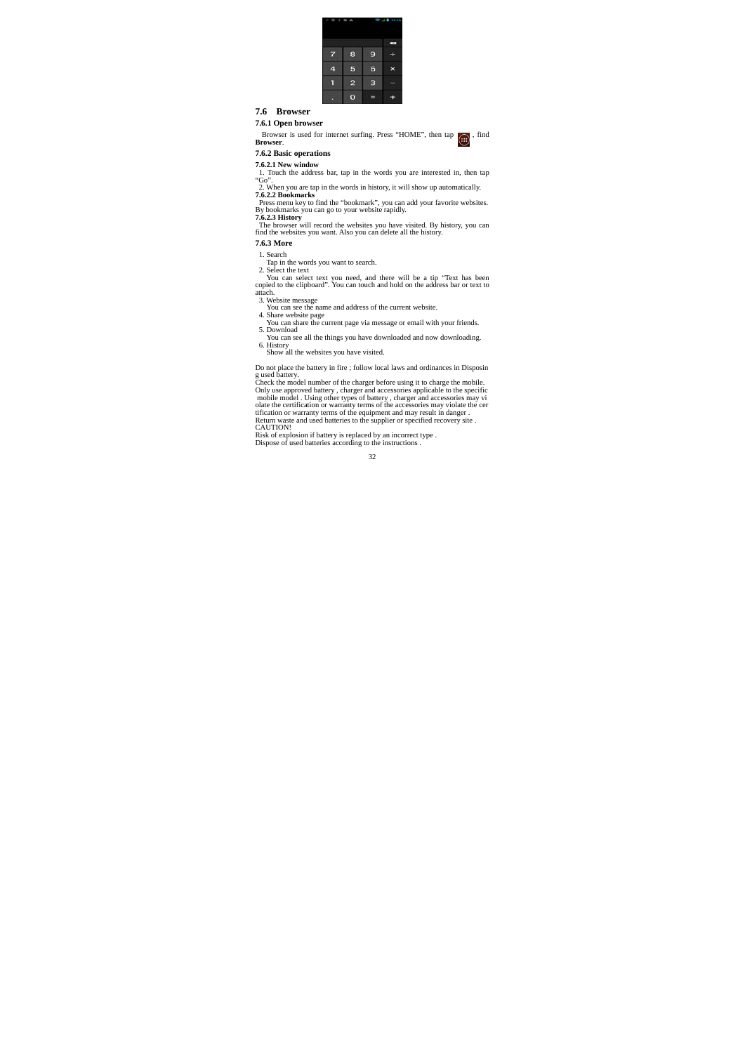## 7.6 Browser

### 7.6.1 Open browser

Browser is used for internet surfing. Press “HOME”, then tap , find **Browser**.

### 7.6.2 Basic operations

**7.6.2.1 New window**

1. Touch the address bar, tap in the words you are interested in, then tap “Go”.
2. When you are tap in the words in history, it will show up automatically.

**7.6.2.2 Bookmarks**

Press menu key to find the “bookmark”, you can add your favorite websites. By bookmarks you can go to your website rapidly.

**7.6.2.3 History**

The browser will record the websites you have visited. By history, you can find the websites you want. Also you can delete all the history.

### 7.6.3 More

1. Search
   Tap in the words you want to search.
2. Select the text
   You can select text you need, and there will be a tip “Text has been copied to the clipboard”. You can touch and hold on the address bar or text to attach.
3. Website message
   You can see the name and address of the current website.
4. Share website page
   You can share the current page via message or email with your friends.
5. Download
   You can see all the things you have downloaded and now downloading.
6. History
   Show all the websites you have visited.

Do not place the battery in fire ; follow local laws and ordinances in Disposing used battery.
Check the model number of the charger before using it to charge the mobile.
Only use approved battery , charger and accessories applicable to the specific mobile model . Using other types of battery , charger and accessories may violate the certification or warranty terms of the accessories may violate the certification or warranty terms of the equipment and may result in danger .
Return waste and used batteries to the supplier or specified recovery site .
CAUTION!
Risk of explosion if battery is replaced by an incorrect type .
Dispose of used batteries according to the instructions .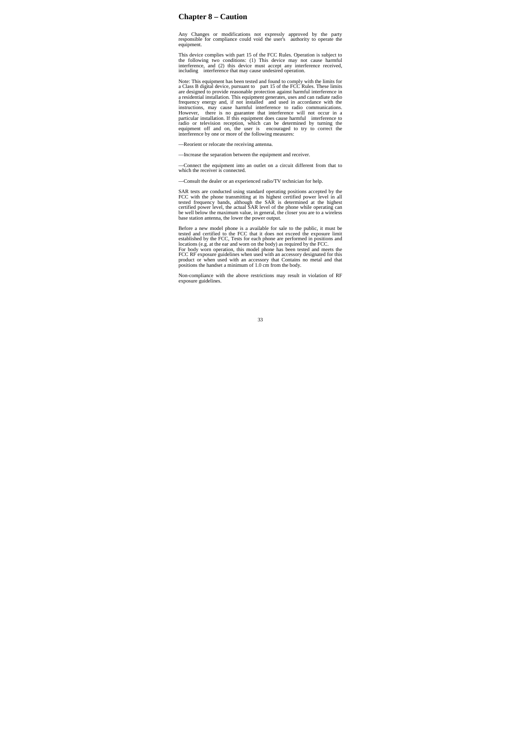# Chapter 8 – Caution

Any Changes or modifications not expressly approved by the party responsible for compliance could void the user's authority to operate the equipment.

This device complies with part 15 of the FCC Rules. Operation is subject to the following two conditions: (1) This device may not cause harmful interference, and (2) this device must accept any interference received, including interference that may cause undesired operation.

Note: This equipment has been tested and found to comply with the limits for a Class B digital device, pursuant to part 15 of the FCC Rules. These limits are designed to provide reasonable protection against harmful interference in a residential installation. This equipment generates, uses and can radiate radio frequency energy and, if not installed and used in accordance with the instructions, may cause harmful interference to radio communications. However, there is no guarantee that interference will not occur in a particular installation. If this equipment does cause harmful interference to radio or television reception, which can be determined by turning the equipment off and on, the user is encouraged to try to correct the interference by one or more of the following measures:

—Reorient or relocate the receiving antenna.

—Increase the separation between the equipment and receiver.

—Connect the equipment into an outlet on a circuit different from that to which the receiver is connected.

—Consult the dealer or an experienced radio/TV technician for help.

SAR tests are conducted using standard operating positions accepted by the FCC with the phone transmitting at its highest certified power level in all tested frequency bands, although the SAR is determined at the highest certified power level, the actual SAR level of the phone while operating can be well below the maximum value, in general, the closer you are to a wireless base station antenna, the lower the power output.

Before a new model phone is a available for sale to the public, it must be tested and certified to the FCC that it does not exceed the exposure limit established by the FCC, Tests for each phone are performed in positions and locations (e.g. at the ear and worn on the body) as required by the FCC.
For body worn operation, this model phone has been tested and meets the FCC RF exposure guidelines when used with an accessory designated for this product or when used with an accessory that Contains no metal and that positions the handset a minimum of 1.0 cm from the body.

Non-compliance with the above restrictions may result in violation of RF exposure guidelines.